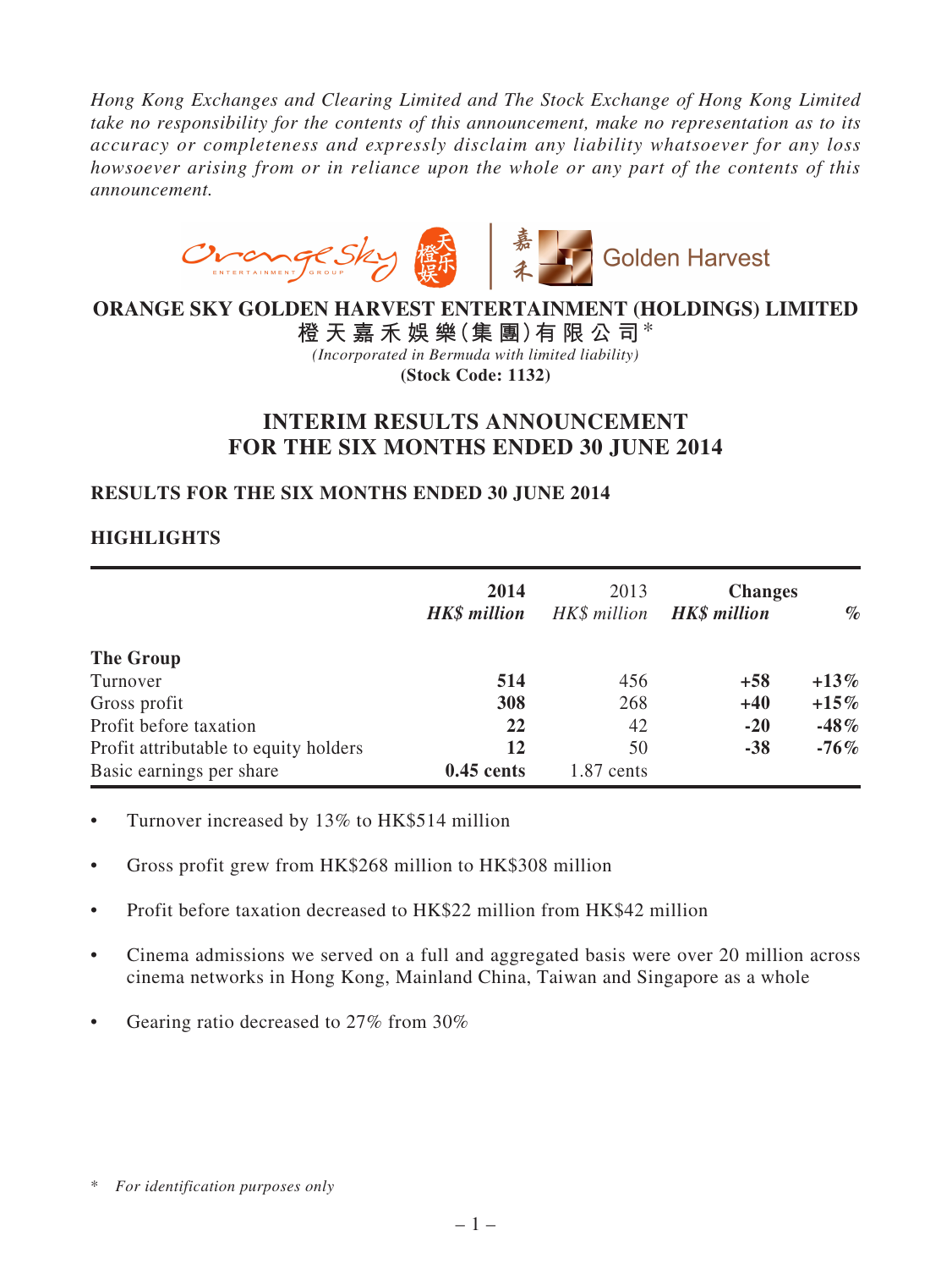*Hong Kong Exchanges and Clearing Limited and The Stock Exchange of Hong Kong Limited take no responsibility for the contents of this announcement, make no representation as to its accuracy or completeness and expressly disclaim any liability whatsoever for any loss howsoever arising from or in reliance upon the whole or any part of the contents of this announcement.*

**ORANGE SKY GOLDEN HARVEST ENTERTAINMENT (HOLDINGS) LIMITED**
**橙天嘉禾娛樂(集團)有限公司*** 
*(Incorporated in Bermuda with limited liability)*
**(Stock Code: 1132)**

# INTERIM RESULTS ANNOUNCEMENT FOR THE SIX MONTHS ENDED 30 JUNE 2014

## RESULTS FOR THE SIX MONTHS ENDED 30 JUNE 2014

## HIGHLIGHTS

| | **2014** | 2013 | **Changes** | |
|---|---|---|---|---|
| | ***HK$ million*** | *HK$ million* | ***HK$ million*** | ***%*** |
| **The Group** | | | | |
| Turnover | **514** | 456 | **+58** | **+13%** |
| Gross profit | **308** | 268 | **+40** | **+15%** |
| Profit before taxation | **22** | 42 | **-20** | **-48%** |
| Profit attributable to equity holders | **12** | 50 | **-38** | **-76%** |
| Basic earnings per share | **0.45 cents** | 1.87 cents | | |

- Turnover increased by 13% to HK$514 million
- Gross profit grew from HK$268 million to HK$308 million
- Profit before taxation decreased to HK$22 million from HK$42 million
- Cinema admissions we served on a full and aggregated basis were over 20 million across cinema networks in Hong Kong, Mainland China, Taiwan and Singapore as a whole
- Gearing ratio decreased to 27% from 30%

\* *For identification purposes only*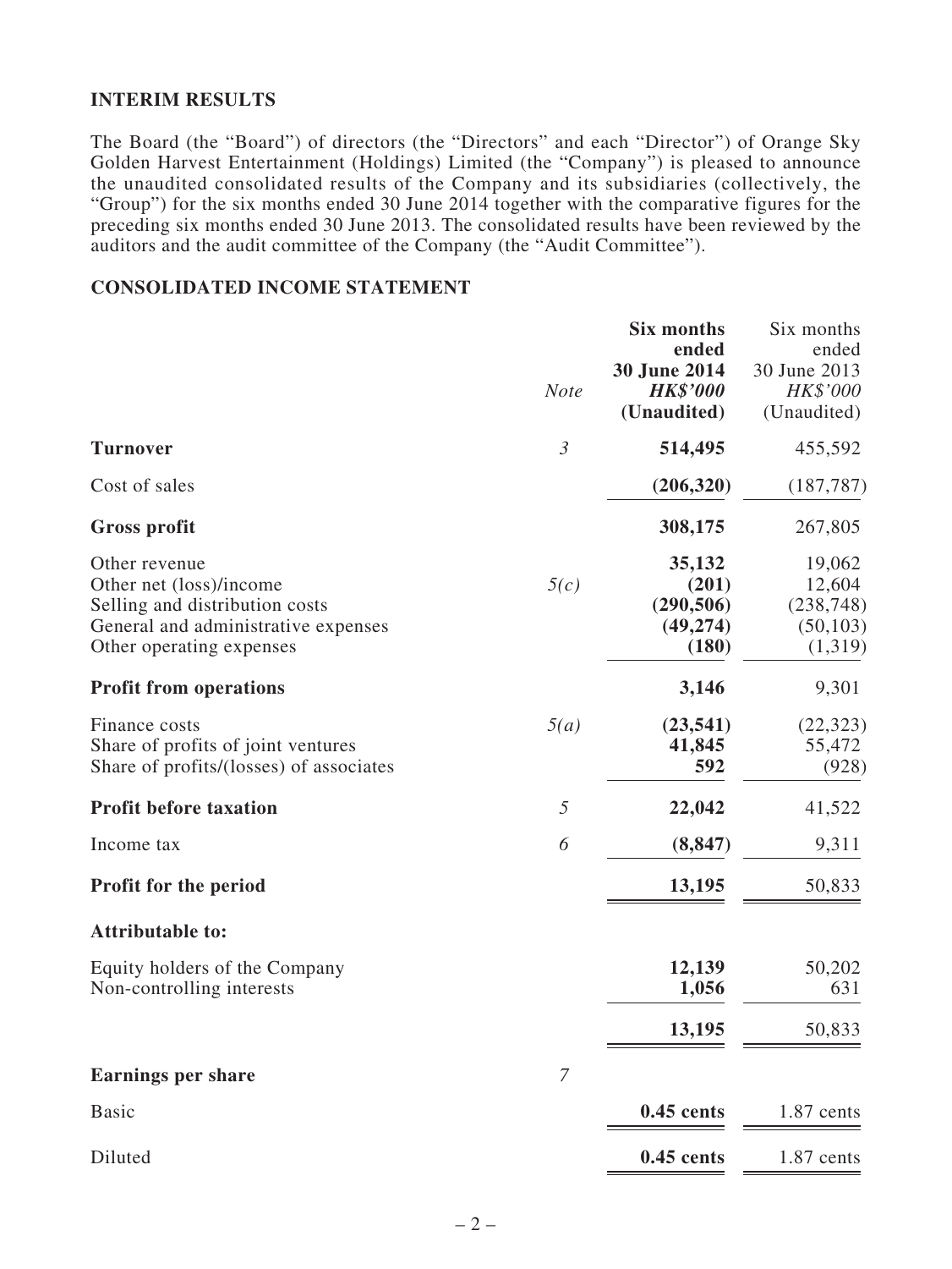## INTERIM RESULTS

The Board (the "Board") of directors (the "Directors" and each "Director") of Orange Sky Golden Harvest Entertainment (Holdings) Limited (the "Company") is pleased to announce the unaudited consolidated results of the Company and its subsidiaries (collectively, the "Group") for the six months ended 30 June 2014 together with the comparative figures for the preceding six months ended 30 June 2013. The consolidated results have been reviewed by the auditors and the audit committee of the Company (the "Audit Committee").

## CONSOLIDATED INCOME STATEMENT

| | *Note* | **Six months ended 30 June 2014** ***HK$'000*** **(Unaudited)** | Six months ended 30 June 2013 *HK$'000* (Unaudited) |
|---|---|---|---|
| **Turnover** | *3* | **514,495** | 455,592 |
| Cost of sales | | **(206,320)** | (187,787) |
| **Gross profit** | | **308,175** | 267,805 |
| Other revenue | | **35,132** | 19,062 |
| Other net (loss)/income | *5(c)* | **(201)** | 12,604 |
| Selling and distribution costs | | **(290,506)** | (238,748) |
| General and administrative expenses | | **(49,274)** | (50,103) |
| Other operating expenses | | **(180)** | (1,319) |
| **Profit from operations** | | **3,146** | 9,301 |
| Finance costs | *5(a)* | **(23,541)** | (22,323) |
| Share of profits of joint ventures | | **41,845** | 55,472 |
| Share of profits/(losses) of associates | | **592** | (928) |
| **Profit before taxation** | *5* | **22,042** | 41,522 |
| Income tax | *6* | **(8,847)** | 9,311 |
| **Profit for the period** | | **13,195** | 50,833 |
| **Attributable to:** | | | |
| Equity holders of the Company | | **12,139** | 50,202 |
| Non-controlling interests | | **1,056** | 631 |
| | | **13,195** | 50,833 |
| **Earnings per share** | *7* | | |
| Basic | | **0.45 cents** | 1.87 cents |
| Diluted | | **0.45 cents** | 1.87 cents |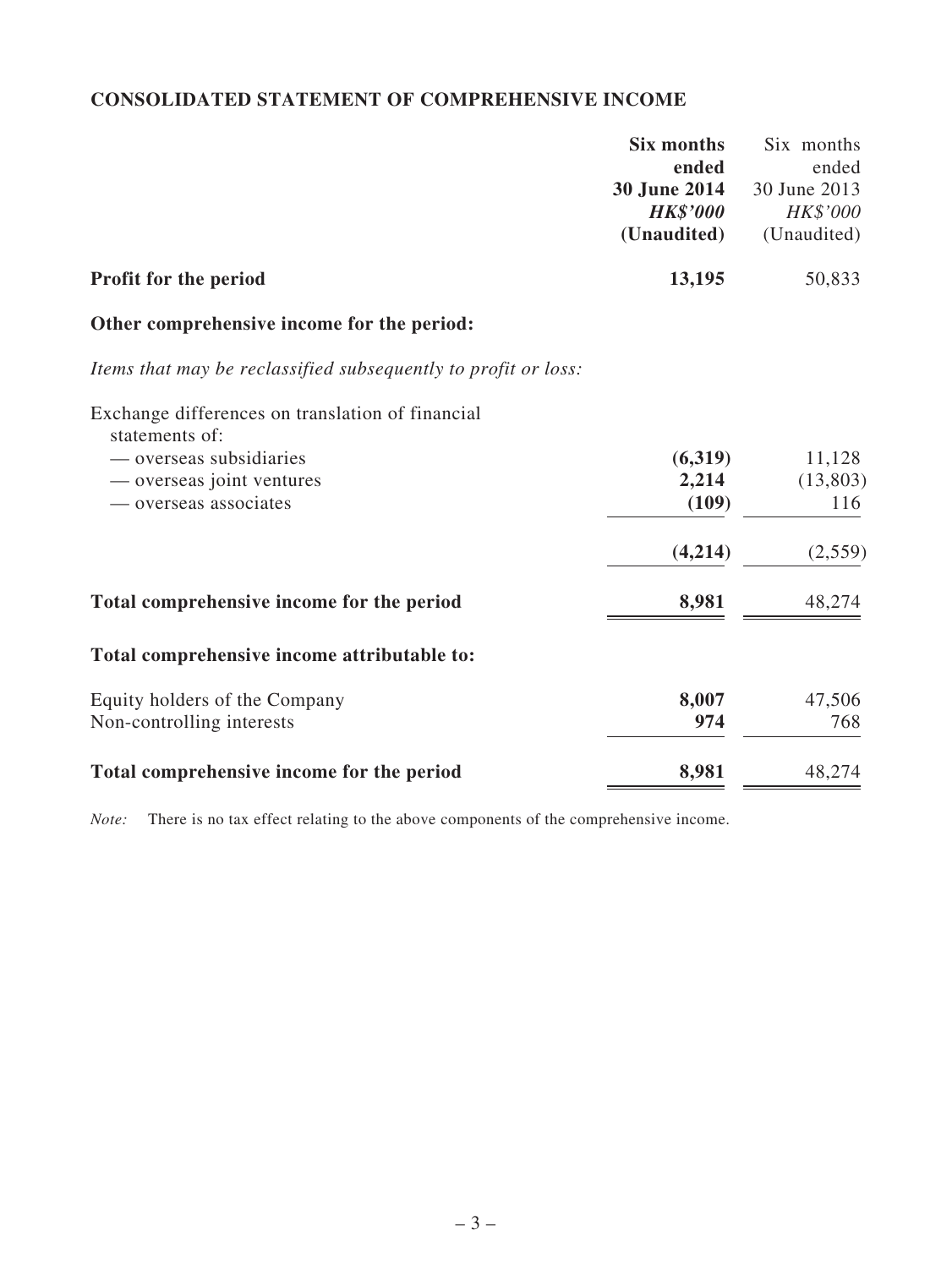## CONSOLIDATED STATEMENT OF COMPREHENSIVE INCOME

| | **Six months ended 30 June 2014** | Six months ended 30 June 2013 |
|---|---|---|
| | ***HK$'000*** | *HK$'000* |
| | **(Unaudited)** | (Unaudited) |
| **Profit for the period** | **13,195** | 50,833 |
| **Other comprehensive income for the period:** | | |
| *Items that may be reclassified subsequently to profit or loss:* | | |
| Exchange differences on translation of financial statements of: | | |
| — overseas subsidiaries | **(6,319)** | 11,128 |
| — overseas joint ventures | **2,214** | (13,803) |
| — overseas associates | **(109)** | 116 |
| | **(4,214)** | (2,559) |
| **Total comprehensive income for the period** | **8,981** | 48,274 |
| **Total comprehensive income attributable to:** | | |
| Equity holders of the Company | **8,007** | 47,506 |
| Non-controlling interests | **974** | 768 |
| **Total comprehensive income for the period** | **8,981** | 48,274 |

*Note:* There is no tax effect relating to the above components of the comprehensive income.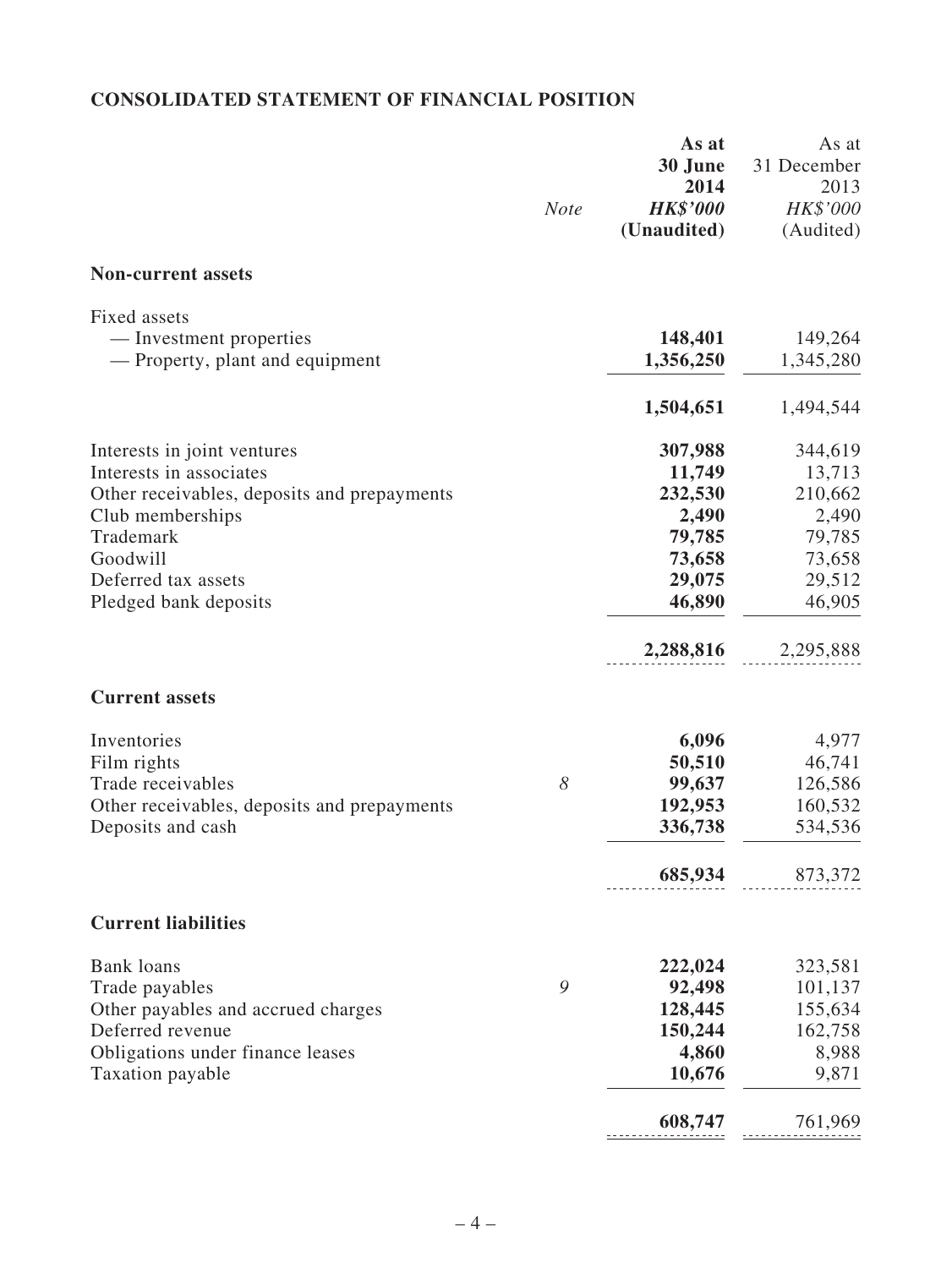## CONSOLIDATED STATEMENT OF FINANCIAL POSITION

| | Note | As at 30 June 2014 HK$'000 (Unaudited) | As at 31 December 2013 HK$'000 (Audited) |
|---|---|---|---|
| **Non-current assets** | | | |
| Fixed assets | | | |
| — Investment properties | | **148,401** | 149,264 |
| — Property, plant and equipment | | **1,356,250** | 1,345,280 |
| | | **1,504,651** | 1,494,544 |
| Interests in joint ventures | | **307,988** | 344,619 |
| Interests in associates | | **11,749** | 13,713 |
| Other receivables, deposits and prepayments | | **232,530** | 210,662 |
| Club memberships | | **2,490** | 2,490 |
| Trademark | | **79,785** | 79,785 |
| Goodwill | | **73,658** | 73,658 |
| Deferred tax assets | | **29,075** | 29,512 |
| Pledged bank deposits | | **46,890** | 46,905 |
| | | **2,288,816** | 2,295,888 |
| **Current assets** | | | |
| Inventories | | **6,096** | 4,977 |
| Film rights | | **50,510** | 46,741 |
| Trade receivables | *8* | **99,637** | 126,586 |
| Other receivables, deposits and prepayments | | **192,953** | 160,532 |
| Deposits and cash | | **336,738** | 534,536 |
| | | **685,934** | 873,372 |
| **Current liabilities** | | | |
| Bank loans | | **222,024** | 323,581 |
| Trade payables | *9* | **92,498** | 101,137 |
| Other payables and accrued charges | | **128,445** | 155,634 |
| Deferred revenue | | **150,244** | 162,758 |
| Obligations under finance leases | | **4,860** | 8,988 |
| Taxation payable | | **10,676** | 9,871 |
| | | **608,747** | 761,969 |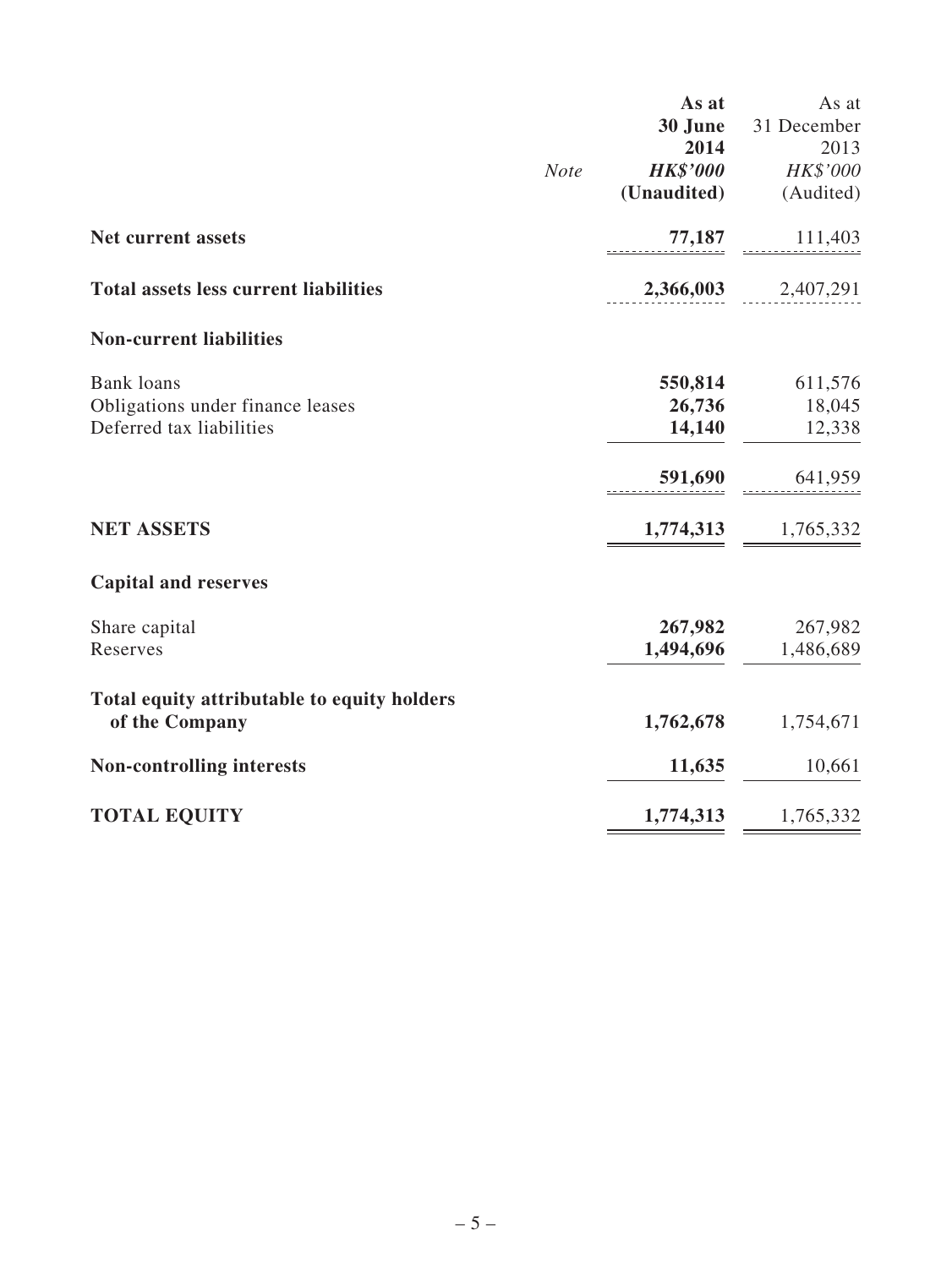| | Note | As at 30 June 2014 HK$'000 (Unaudited) | As at 31 December 2013 HK$'000 (Audited) |
|---|---|---|---|
| **Net current assets** | | **77,187** | 111,403 |
| **Total assets less current liabilities** | | **2,366,003** | 2,407,291 |
| **Non-current liabilities** | | | |
| Bank loans | | **550,814** | 611,576 |
| Obligations under finance leases | | **26,736** | 18,045 |
| Deferred tax liabilities | | **14,140** | 12,338 |
| | | **591,690** | 641,959 |
| **NET ASSETS** | | **1,774,313** | 1,765,332 |
| **Capital and reserves** | | | |
| Share capital | | **267,982** | 267,982 |
| Reserves | | **1,494,696** | 1,486,689 |
| **Total equity attributable to equity holders of the Company** | | **1,762,678** | 1,754,671 |
| **Non-controlling interests** | | **11,635** | 10,661 |
| **TOTAL EQUITY** | | **1,774,313** | 1,765,332 |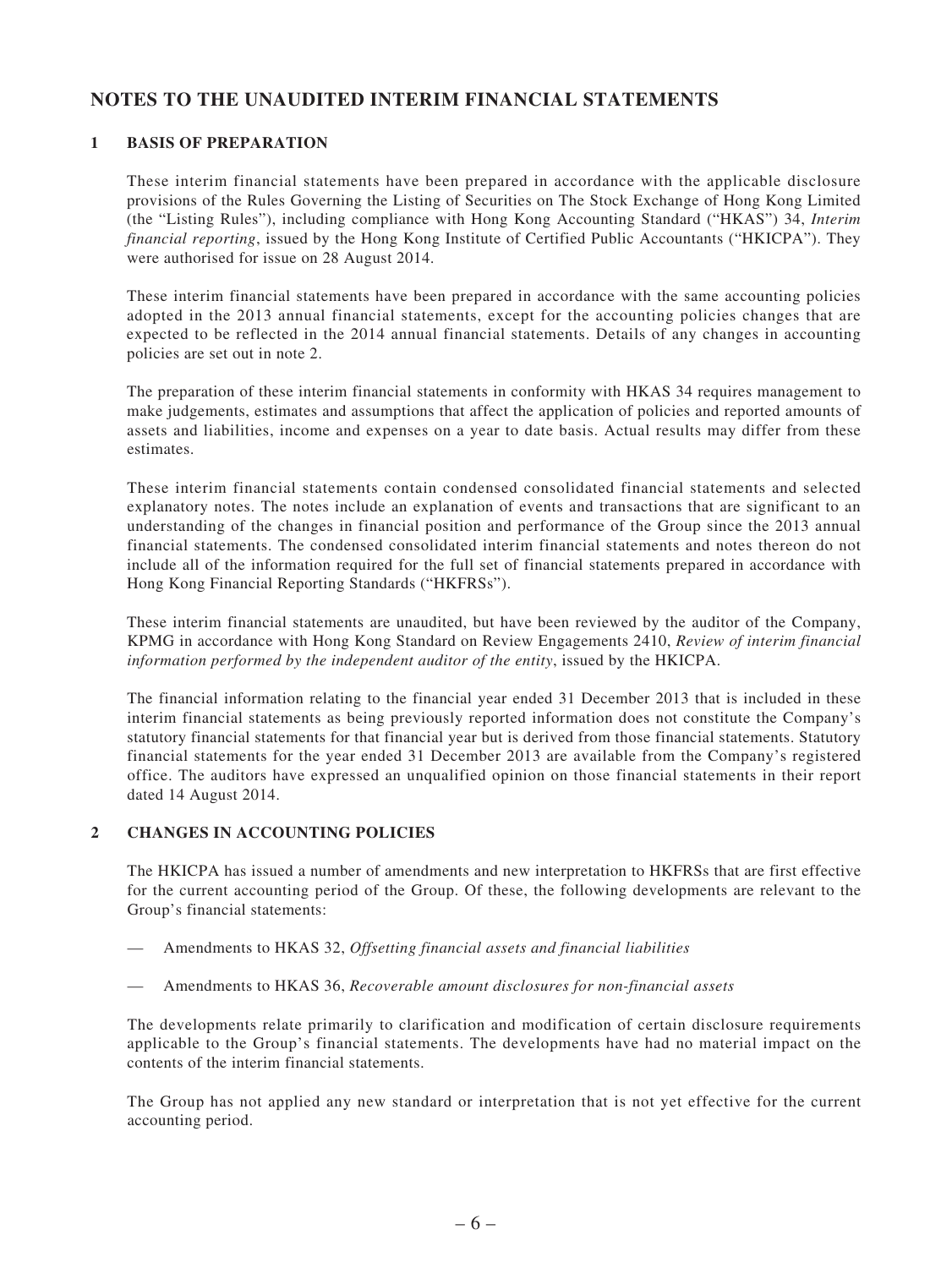# NOTES TO THE UNAUDITED INTERIM FINANCIAL STATEMENTS

## 1 BASIS OF PREPARATION

These interim financial statements have been prepared in accordance with the applicable disclosure provisions of the Rules Governing the Listing of Securities on The Stock Exchange of Hong Kong Limited (the "Listing Rules"), including compliance with Hong Kong Accounting Standard ("HKAS") 34, *Interim financial reporting*, issued by the Hong Kong Institute of Certified Public Accountants ("HKICPA"). They were authorised for issue on 28 August 2014.

These interim financial statements have been prepared in accordance with the same accounting policies adopted in the 2013 annual financial statements, except for the accounting policies changes that are expected to be reflected in the 2014 annual financial statements. Details of any changes in accounting policies are set out in note 2.

The preparation of these interim financial statements in conformity with HKAS 34 requires management to make judgements, estimates and assumptions that affect the application of policies and reported amounts of assets and liabilities, income and expenses on a year to date basis. Actual results may differ from these estimates.

These interim financial statements contain condensed consolidated financial statements and selected explanatory notes. The notes include an explanation of events and transactions that are significant to an understanding of the changes in financial position and performance of the Group since the 2013 annual financial statements. The condensed consolidated interim financial statements and notes thereon do not include all of the information required for the full set of financial statements prepared in accordance with Hong Kong Financial Reporting Standards ("HKFRSs").

These interim financial statements are unaudited, but have been reviewed by the auditor of the Company, KPMG in accordance with Hong Kong Standard on Review Engagements 2410, *Review of interim financial information performed by the independent auditor of the entity*, issued by the HKICPA.

The financial information relating to the financial year ended 31 December 2013 that is included in these interim financial statements as being previously reported information does not constitute the Company's statutory financial statements for that financial year but is derived from those financial statements. Statutory financial statements for the year ended 31 December 2013 are available from the Company's registered office. The auditors have expressed an unqualified opinion on those financial statements in their report dated 14 August 2014.

## 2 CHANGES IN ACCOUNTING POLICIES

The HKICPA has issued a number of amendments and new interpretation to HKFRSs that are first effective for the current accounting period of the Group. Of these, the following developments are relevant to the Group's financial statements:

— Amendments to HKAS 32, *Offsetting financial assets and financial liabilities*

— Amendments to HKAS 36, *Recoverable amount disclosures for non-financial assets*

The developments relate primarily to clarification and modification of certain disclosure requirements applicable to the Group's financial statements. The developments have had no material impact on the contents of the interim financial statements.

The Group has not applied any new standard or interpretation that is not yet effective for the current accounting period.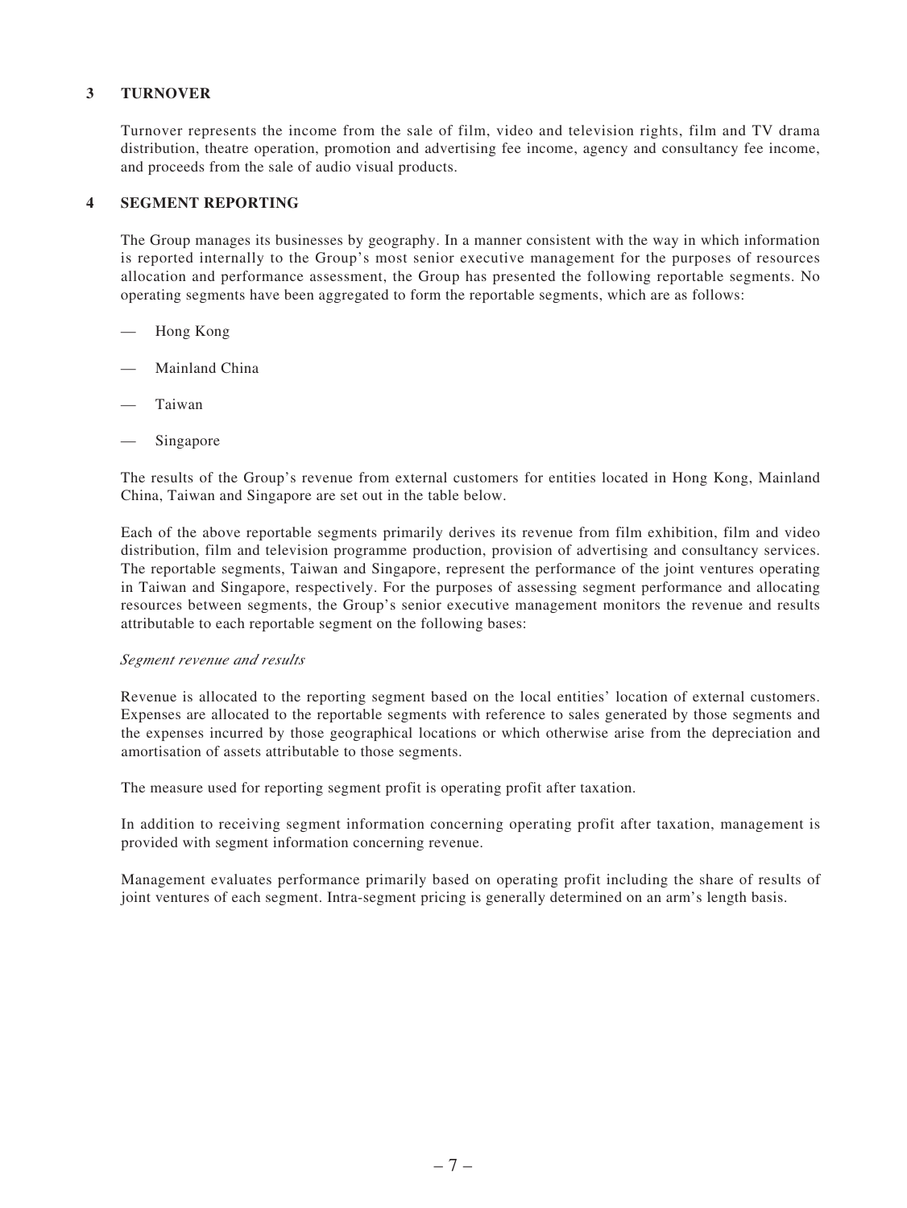## 3 TURNOVER

Turnover represents the income from the sale of film, video and television rights, film and TV drama distribution, theatre operation, promotion and advertising fee income, agency and consultancy fee income, and proceeds from the sale of audio visual products.

## 4 SEGMENT REPORTING

The Group manages its businesses by geography. In a manner consistent with the way in which information is reported internally to the Group's most senior executive management for the purposes of resources allocation and performance assessment, the Group has presented the following reportable segments. No operating segments have been aggregated to form the reportable segments, which are as follows:

- Hong Kong
- Mainland China
- Taiwan
- Singapore

The results of the Group's revenue from external customers for entities located in Hong Kong, Mainland China, Taiwan and Singapore are set out in the table below.

Each of the above reportable segments primarily derives its revenue from film exhibition, film and video distribution, film and television programme production, provision of advertising and consultancy services. The reportable segments, Taiwan and Singapore, represent the performance of the joint ventures operating in Taiwan and Singapore, respectively. For the purposes of assessing segment performance and allocating resources between segments, the Group's senior executive management monitors the revenue and results attributable to each reportable segment on the following bases:

*Segment revenue and results*

Revenue is allocated to the reporting segment based on the local entities' location of external customers. Expenses are allocated to the reportable segments with reference to sales generated by those segments and the expenses incurred by those geographical locations or which otherwise arise from the depreciation and amortisation of assets attributable to those segments.

The measure used for reporting segment profit is operating profit after taxation.

In addition to receiving segment information concerning operating profit after taxation, management is provided with segment information concerning revenue.

Management evaluates performance primarily based on operating profit including the share of results of joint ventures of each segment. Intra-segment pricing is generally determined on an arm's length basis.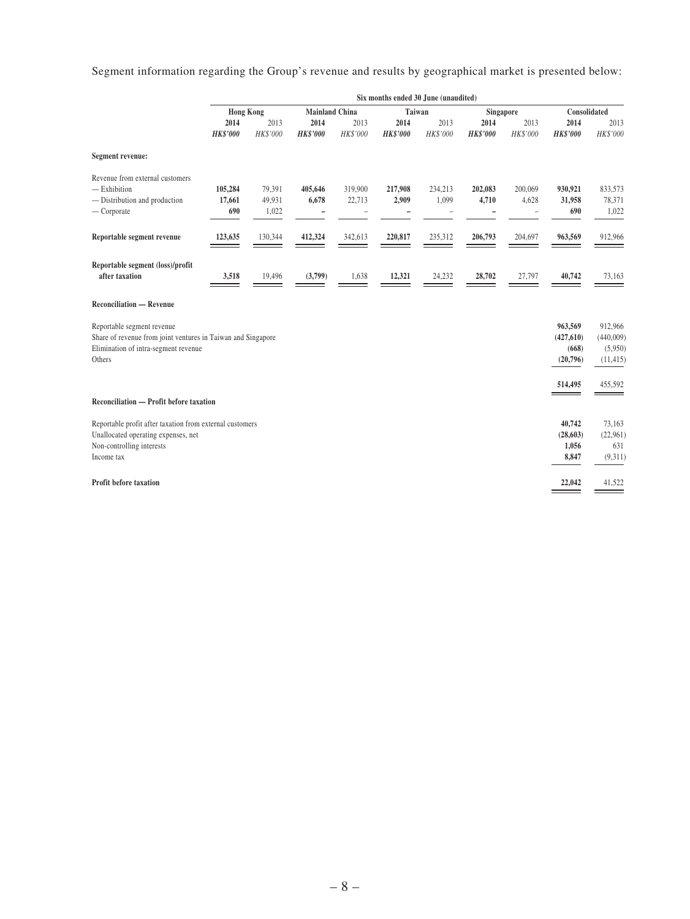Segment information regarding the Group's revenue and results by geographical market is presented below:

| | Six months ended 30 June (unaudited) | | | | | | | | | |
|---|---|---|---|---|---|---|---|---|---|---|
| | Hong Kong | | Mainland China | | Taiwan | | Singapore | | Consolidated | |
| | **2014** | 2013 | **2014** | 2013 | **2014** | 2013 | **2014** | 2013 | **2014** | 2013 |
| | ***HK$'000*** | *HK$'000* | ***HK$'000*** | *HK$'000* | ***HK$'000*** | *HK$'000* | ***HK$'000*** | *HK$'000* | ***HK$'000*** | *HK$'000* |
| **Segment revenue:** | | | | | | | | | | |
| Revenue from external customers | | | | | | | | | | |
| — Exhibition | **105,284** | 79,391 | **405,646** | 319,900 | **217,908** | 234,213 | **202,083** | 200,069 | **930,921** | 833,573 |
| — Distribution and production | **17,661** | 49,931 | **6,678** | 22,713 | **2,909** | 1,099 | **4,710** | 4,628 | **31,958** | 78,371 |
| — Corporate | **690** | 1,022 | **–** | – | **–** | – | **–** | – | **690** | 1,022 |
| **Reportable segment revenue** | **123,635** | 130,344 | **412,324** | 342,613 | **220,817** | 235,312 | **206,793** | 204,697 | **963,569** | 912,966 |
| **Reportable segment (loss)/profit after taxation** | **3,518** | 19,496 | **(3,799)** | 1,638 | **12,321** | 24,232 | **28,702** | 27,797 | **40,742** | 73,163 |
| **Reconciliation — Revenue** | | | | | | | | | | |
| Reportable segment revenue | | | | | | | | | **963,569** | 912,966 |
| Share of revenue from joint ventures in Taiwan and Singapore | | | | | | | | | **(427,610)** | (440,009) |
| Elimination of intra-segment revenue | | | | | | | | | **(668)** | (5,950) |
| Others | | | | | | | | | **(20,796)** | (11,415) |
| | | | | | | | | | **514,495** | 455,592 |
| **Reconciliation — Profit before taxation** | | | | | | | | | | |
| Reportable profit after taxation from external customers | | | | | | | | | **40,742** | 73,163 |
| Unallocated operating expenses, net | | | | | | | | | **(28,603)** | (22,961) |
| Non-controlling interests | | | | | | | | | **1,056** | 631 |
| Income tax | | | | | | | | | **8,847** | (9,311) |
| **Profit before taxation** | | | | | | | | | **22,042** | 41,522 |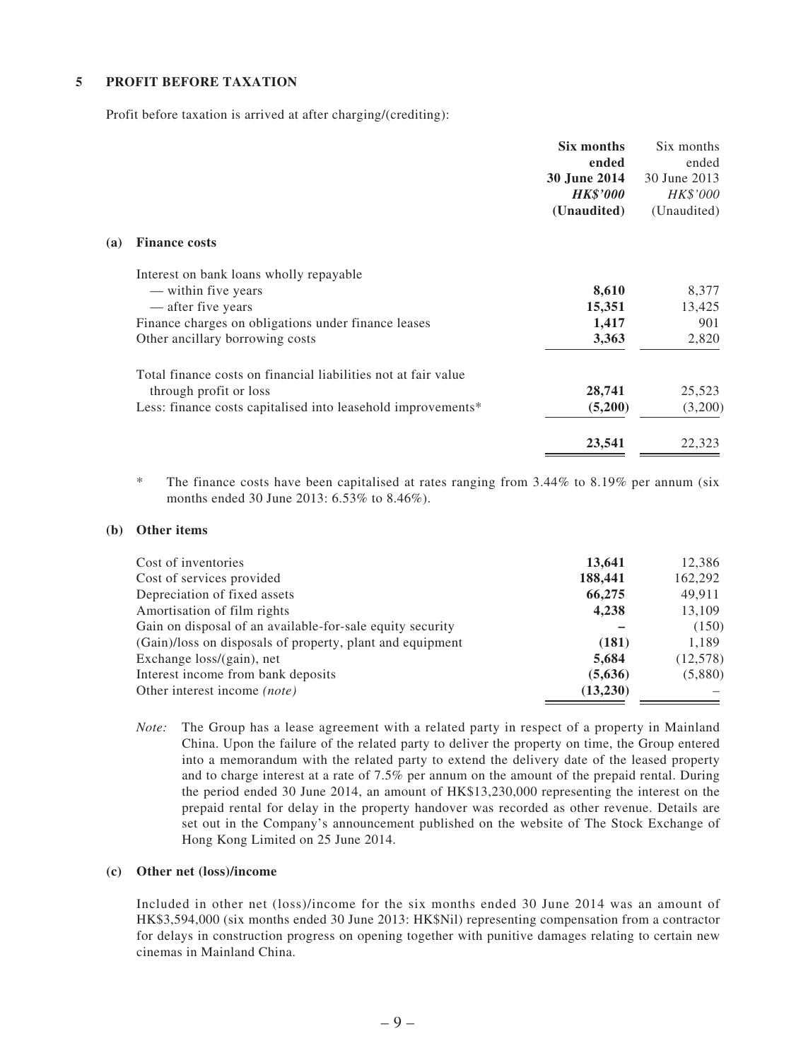## 5 PROFIT BEFORE TAXATION

Profit before taxation is arrived at after charging/(crediting):

| | **Six months ended 30 June 2014** | Six months ended 30 June 2013 |
|---|---|---|
| | ***HK$'000*** | *HK$'000* |
| | **(Unaudited)** | (Unaudited) |
| **(a) Finance costs** | | |
| Interest on bank loans wholly repayable | | |
| — within five years | **8,610** | 8,377 |
| — after five years | **15,351** | 13,425 |
| Finance charges on obligations under finance leases | **1,417** | 901 |
| Other ancillary borrowing costs | **3,363** | 2,820 |
| Total finance costs on financial liabilities not at fair value through profit or loss | **28,741** | 25,523 |
| Less: finance costs capitalised into leasehold improvements* | **(5,200)** | (3,200) |
| | **23,541** | 22,323 |

\* The finance costs have been capitalised at rates ranging from 3.44% to 8.19% per annum (six months ended 30 June 2013: 6.53% to 8.46%).

| **(b) Other items** | | |
|---|---|---|
| Cost of inventories | **13,641** | 12,386 |
| Cost of services provided | **188,441** | 162,292 |
| Depreciation of fixed assets | **66,275** | 49,911 |
| Amortisation of film rights | **4,238** | 13,109 |
| Gain on disposal of an available-for-sale equity security | **–** | (150) |
| (Gain)/loss on disposals of property, plant and equipment | **(181)** | 1,189 |
| Exchange loss/(gain), net | **5,684** | (12,578) |
| Interest income from bank deposits | **(5,636)** | (5,880) |
| Other interest income *(note)* | **(13,230)** | – |

*Note:* The Group has a lease agreement with a related party in respect of a property in Mainland China. Upon the failure of the related party to deliver the property on time, the Group entered into a memorandum with the related party to extend the delivery date of the leased property and to charge interest at a rate of 7.5% per annum on the amount of the prepaid rental. During the period ended 30 June 2014, an amount of HK$13,230,000 representing the interest on the prepaid rental for delay in the property handover was recorded as other revenue. Details are set out in the Company's announcement published on the website of The Stock Exchange of Hong Kong Limited on 25 June 2014.

**(c) Other net (loss)/income**

Included in other net (loss)/income for the six months ended 30 June 2014 was an amount of HK$3,594,000 (six months ended 30 June 2013: HK$Nil) representing compensation from a contractor for delays in construction progress on opening together with punitive damages relating to certain new cinemas in Mainland China.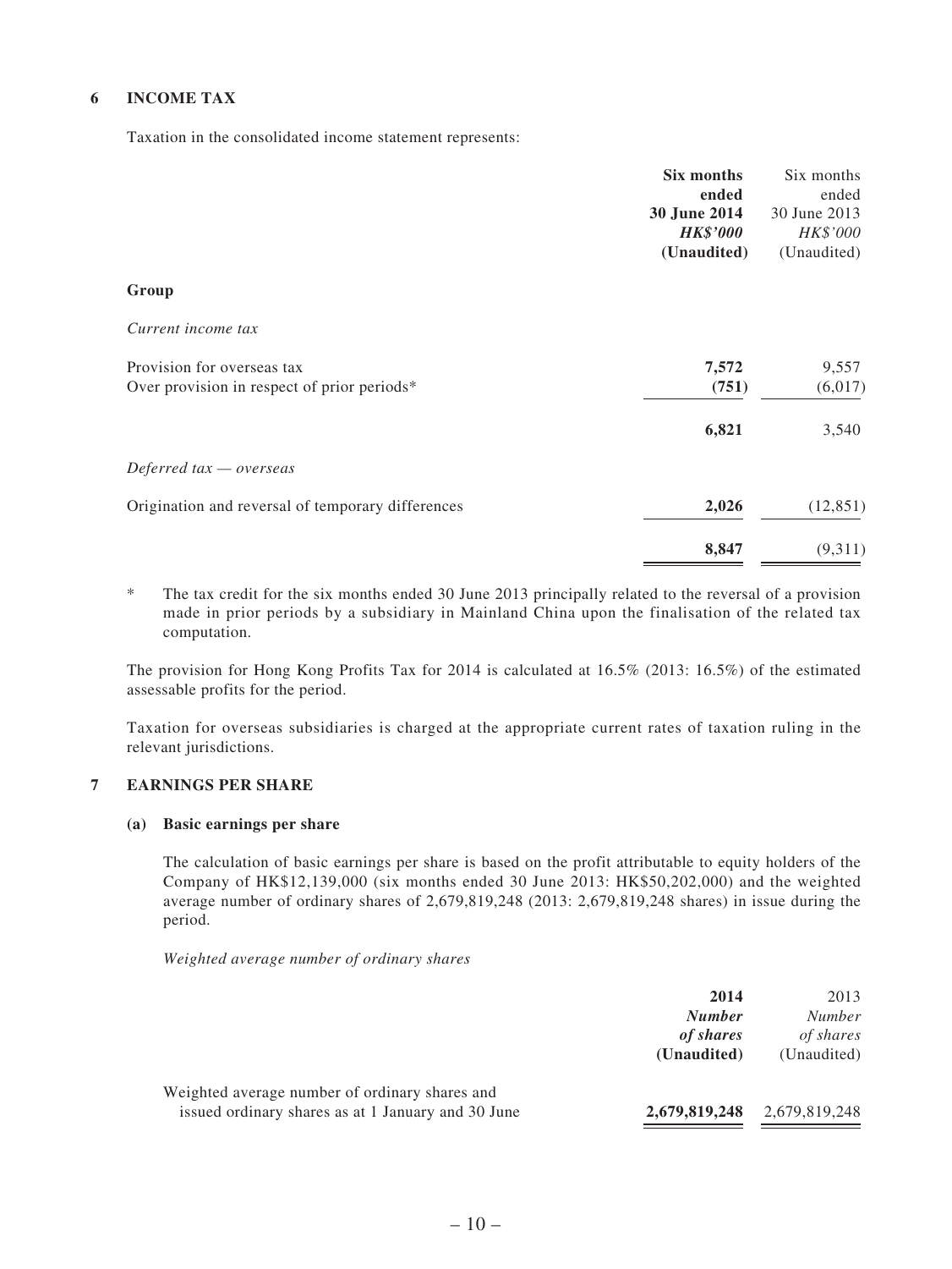## 6 INCOME TAX

Taxation in the consolidated income statement represents:

| | **Six months ended 30 June 2014** | Six months ended 30 June 2013 |
|---|---|---|
| | ***HK$'000*** | *HK$'000* |
| | **(Unaudited)** | (Unaudited) |
| **Group** | | |
| *Current income tax* | | |
| Provision for overseas tax | **7,572** | 9,557 |
| Over provision in respect of prior periods* | **(751)** | (6,017) |
| | **6,821** | 3,540 |
| *Deferred tax — overseas* | | |
| Origination and reversal of temporary differences | **2,026** | (12,851) |
| | **8,847** | (9,311) |

\* The tax credit for the six months ended 30 June 2013 principally related to the reversal of a provision made in prior periods by a subsidiary in Mainland China upon the finalisation of the related tax computation.

The provision for Hong Kong Profits Tax for 2014 is calculated at 16.5% (2013: 16.5%) of the estimated assessable profits for the period.

Taxation for overseas subsidiaries is charged at the appropriate current rates of taxation ruling in the relevant jurisdictions.

## 7 EARNINGS PER SHARE

### (a) Basic earnings per share

The calculation of basic earnings per share is based on the profit attributable to equity holders of the Company of HK$12,139,000 (six months ended 30 June 2013: HK$50,202,000) and the weighted average number of ordinary shares of 2,679,819,248 (2013: 2,679,819,248 shares) in issue during the period.

*Weighted average number of ordinary shares*

| | **2014** | 2013 |
|---|---|---|
| | ***Number of shares*** | *Number of shares* |
| | **(Unaudited)** | (Unaudited) |
| Weighted average number of ordinary shares and issued ordinary shares as at 1 January and 30 June | **2,679,819,248** | 2,679,819,248 |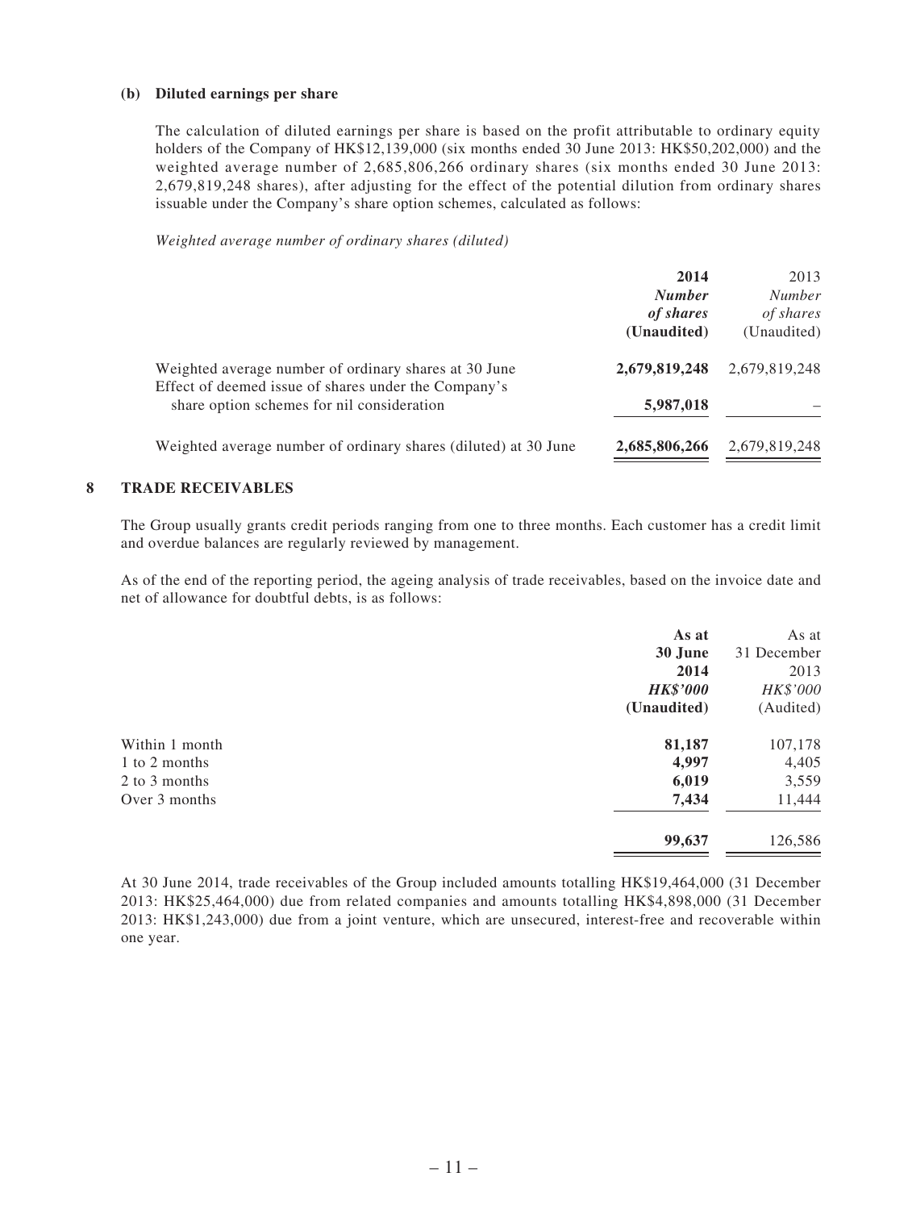**(b) Diluted earnings per share**

The calculation of diluted earnings per share is based on the profit attributable to ordinary equity holders of the Company of HK$12,139,000 (six months ended 30 June 2013: HK$50,202,000) and the weighted average number of 2,685,806,266 ordinary shares (six months ended 30 June 2013: 2,679,819,248 shares), after adjusting for the effect of the potential dilution from ordinary shares issuable under the Company's share option schemes, calculated as follows:

*Weighted average number of ordinary shares (diluted)*

| | **2014** | 2013 |
|---|---|---|
| | ***Number of shares*** | *Number of shares* |
| | **(Unaudited)** | (Unaudited) |
| Weighted average number of ordinary shares at 30 June | **2,679,819,248** | 2,679,819,248 |
| Effect of deemed issue of shares under the Company's share option schemes for nil consideration | **5,987,018** | – |
| Weighted average number of ordinary shares (diluted) at 30 June | **2,685,806,266** | 2,679,819,248 |

## 8 TRADE RECEIVABLES

The Group usually grants credit periods ranging from one to three months. Each customer has a credit limit and overdue balances are regularly reviewed by management.

As of the end of the reporting period, the ageing analysis of trade receivables, based on the invoice date and net of allowance for doubtful debts, is as follows:

| | **As at 30 June 2014** | As at 31 December 2013 |
|---|---|---|
| | ***HK$'000*** | *HK$'000* |
| | **(Unaudited)** | (Audited) |
| Within 1 month | **81,187** | 107,178 |
| 1 to 2 months | **4,997** | 4,405 |
| 2 to 3 months | **6,019** | 3,559 |
| Over 3 months | **7,434** | 11,444 |
| | **99,637** | 126,586 |

At 30 June 2014, trade receivables of the Group included amounts totalling HK$19,464,000 (31 December 2013: HK$25,464,000) due from related companies and amounts totalling HK$4,898,000 (31 December 2013: HK$1,243,000) due from a joint venture, which are unsecured, interest-free and recoverable within one year.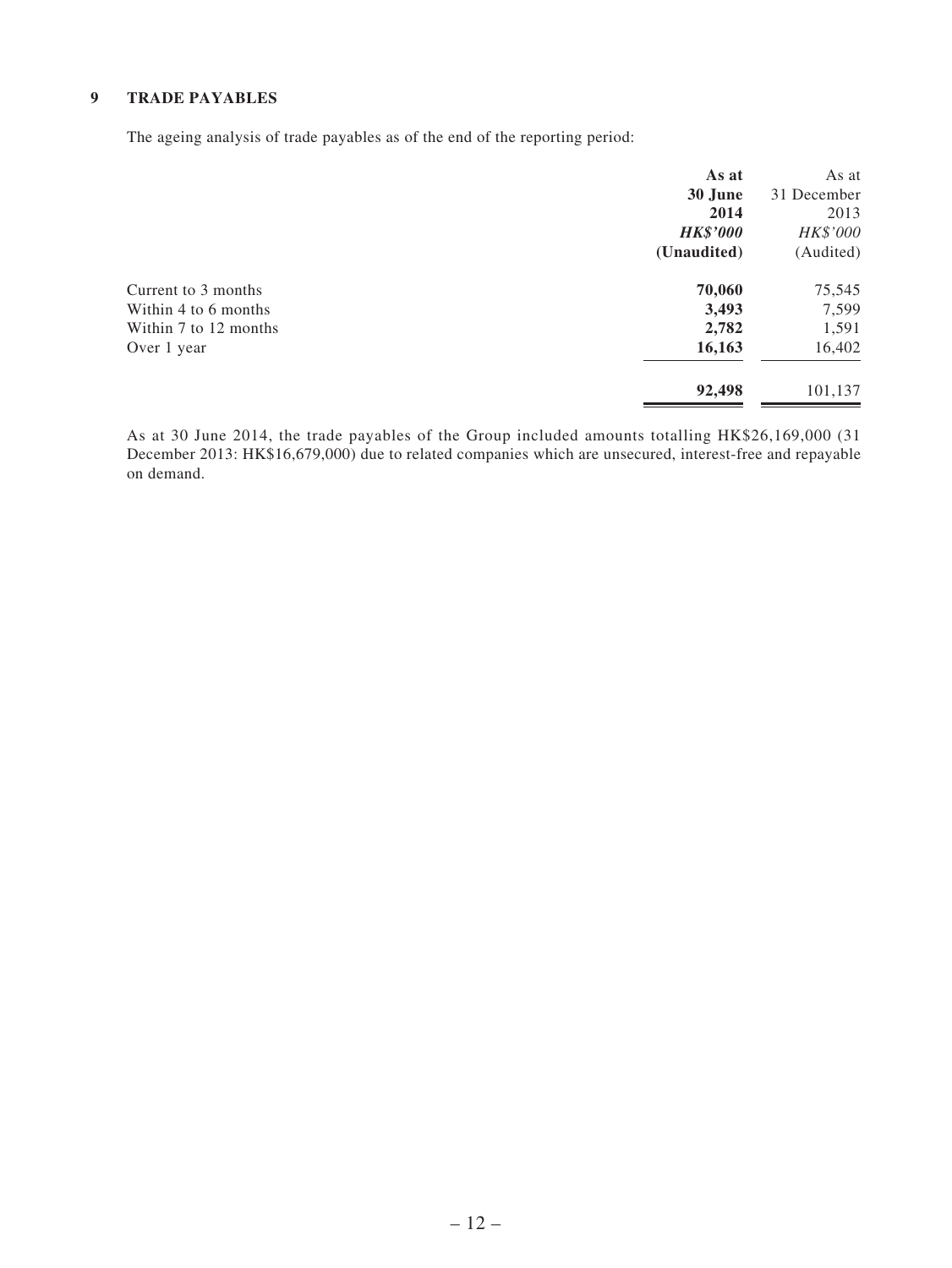## 9 TRADE PAYABLES

The ageing analysis of trade payables as of the end of the reporting period:

| | **As at 30 June 2014** | As at 31 December 2013 |
|---|---|---|
| | ***HK$'000*** | *HK$'000* |
| | **(Unaudited)** | (Audited) |
| Current to 3 months | **70,060** | 75,545 |
| Within 4 to 6 months | **3,493** | 7,599 |
| Within 7 to 12 months | **2,782** | 1,591 |
| Over 1 year | **16,163** | 16,402 |
| | **92,498** | 101,137 |

As at 30 June 2014, the trade payables of the Group included amounts totalling HK$26,169,000 (31 December 2013: HK$16,679,000) due to related companies which are unsecured, interest-free and repayable on demand.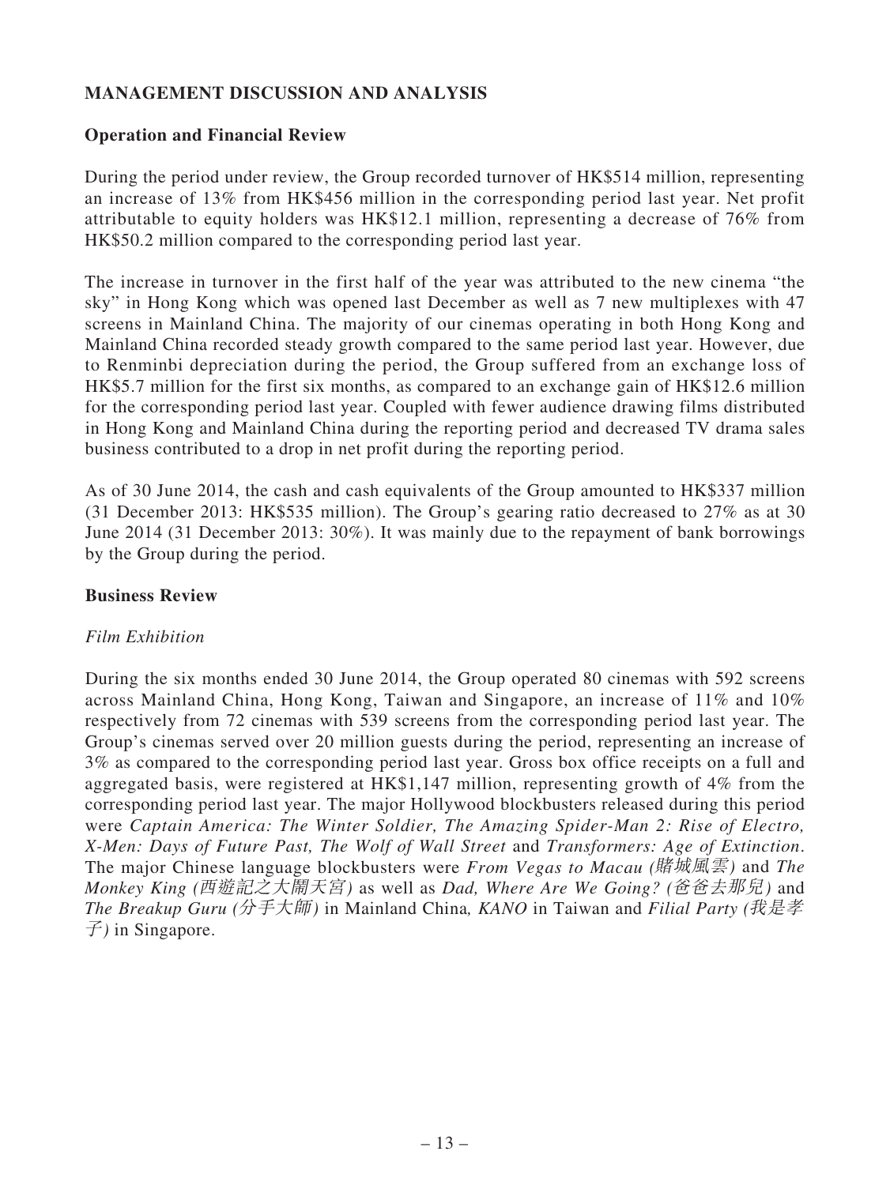## MANAGEMENT DISCUSSION AND ANALYSIS

### Operation and Financial Review

During the period under review, the Group recorded turnover of HK$514 million, representing an increase of 13% from HK$456 million in the corresponding period last year. Net profit attributable to equity holders was HK$12.1 million, representing a decrease of 76% from HK$50.2 million compared to the corresponding period last year.

The increase in turnover in the first half of the year was attributed to the new cinema "the sky" in Hong Kong which was opened last December as well as 7 new multiplexes with 47 screens in Mainland China. The majority of our cinemas operating in both Hong Kong and Mainland China recorded steady growth compared to the same period last year. However, due to Renminbi depreciation during the period, the Group suffered from an exchange loss of HK$5.7 million for the first six months, as compared to an exchange gain of HK$12.6 million for the corresponding period last year. Coupled with fewer audience drawing films distributed in Hong Kong and Mainland China during the reporting period and decreased TV drama sales business contributed to a drop in net profit during the reporting period.

As of 30 June 2014, the cash and cash equivalents of the Group amounted to HK$337 million (31 December 2013: HK$535 million). The Group's gearing ratio decreased to 27% as at 30 June 2014 (31 December 2013: 30%). It was mainly due to the repayment of bank borrowings by the Group during the period.

### Business Review

*Film Exhibition*

During the six months ended 30 June 2014, the Group operated 80 cinemas with 592 screens across Mainland China, Hong Kong, Taiwan and Singapore, an increase of 11% and 10% respectively from 72 cinemas with 539 screens from the corresponding period last year. The Group's cinemas served over 20 million guests during the period, representing an increase of 3% as compared to the corresponding period last year. Gross box office receipts on a full and aggregated basis, were registered at HK$1,147 million, representing growth of 4% from the corresponding period last year. The major Hollywood blockbusters released during this period were *Captain America: The Winter Soldier, The Amazing Spider-Man 2: Rise of Electro, X-Men: Days of Future Past, The Wolf of Wall Street* and *Transformers: Age of Extinction*. The major Chinese language blockbusters were *From Vegas to Macau (賭城風雲)* and *The Monkey King (西遊記之大鬧天宮)* as well as *Dad, Where Are We Going? (爸爸去那兒)* and *The Breakup Guru (分手大師)* in Mainland China, *KANO* in Taiwan and *Filial Party (我是孝子)* in Singapore.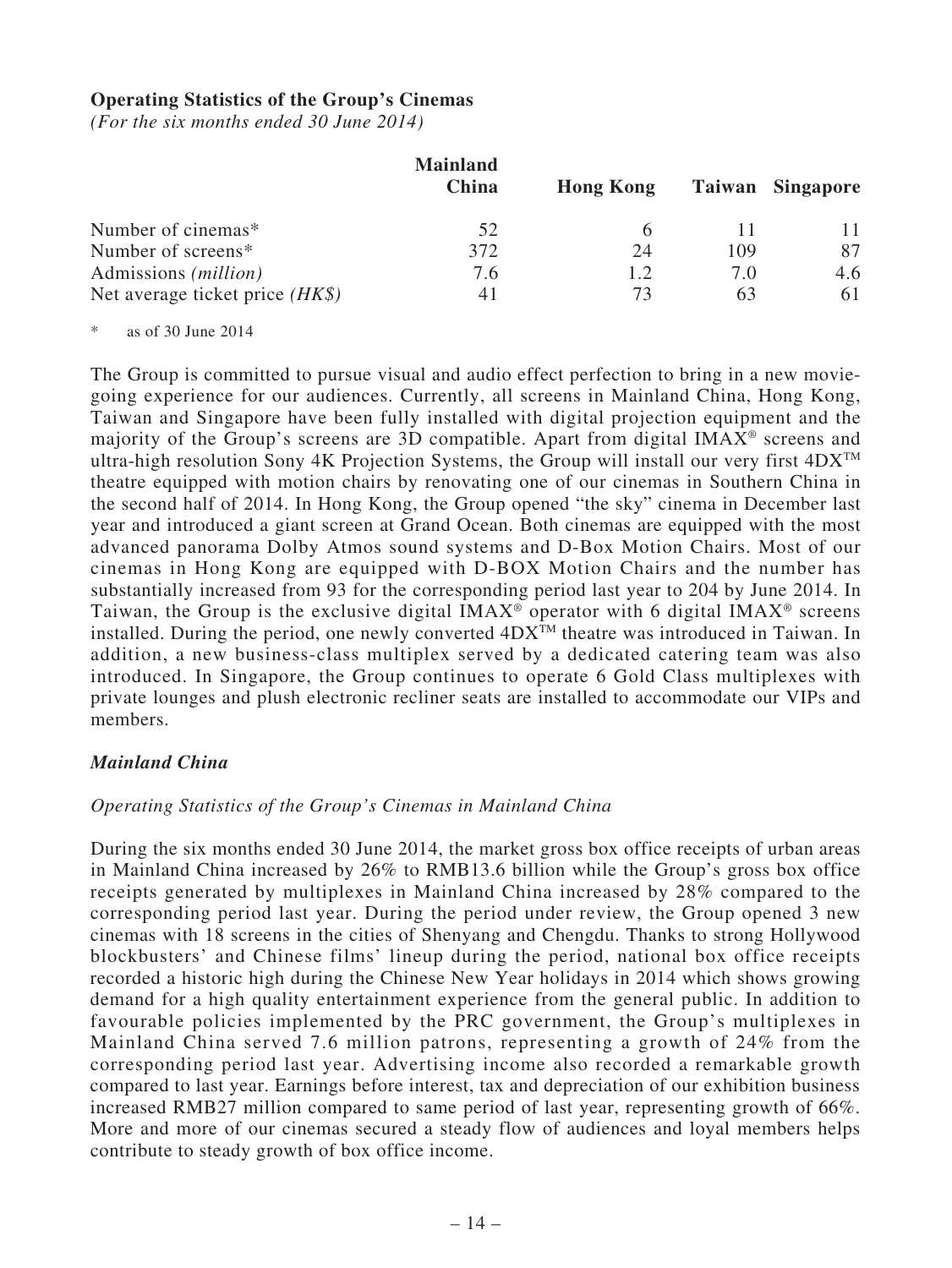**Operating Statistics of the Group's Cinemas**

*(For the six months ended 30 June 2014)*

| | Mainland China | Hong Kong | Taiwan | Singapore |
|---|---|---|---|---|
| Number of cinemas* | 52 | 6 | 11 | 11 |
| Number of screens* | 372 | 24 | 109 | 87 |
| Admissions *(million)* | 7.6 | 1.2 | 7.0 | 4.6 |
| Net average ticket price *(HK$)* | 41 | 73 | 63 | 61 |

\* as of 30 June 2014

The Group is committed to pursue visual and audio effect perfection to bring in a new movie-going experience for our audiences. Currently, all screens in Mainland China, Hong Kong, Taiwan and Singapore have been fully installed with digital projection equipment and the majority of the Group's screens are 3D compatible. Apart from digital IMAX® screens and ultra-high resolution Sony 4K Projection Systems, the Group will install our very first 4DX™ theatre equipped with motion chairs by renovating one of our cinemas in Southern China in the second half of 2014. In Hong Kong, the Group opened "the sky" cinema in December last year and introduced a giant screen at Grand Ocean. Both cinemas are equipped with the most advanced panorama Dolby Atmos sound systems and D-Box Motion Chairs. Most of our cinemas in Hong Kong are equipped with D-BOX Motion Chairs and the number has substantially increased from 93 for the corresponding period last year to 204 by June 2014. In Taiwan, the Group is the exclusive digital IMAX® operator with 6 digital IMAX® screens installed. During the period, one newly converted 4DX™ theatre was introduced in Taiwan. In addition, a new business-class multiplex served by a dedicated catering team was also introduced. In Singapore, the Group continues to operate 6 Gold Class multiplexes with private lounges and plush electronic recliner seats are installed to accommodate our VIPs and members.

### *Mainland China*

*Operating Statistics of the Group's Cinemas in Mainland China*

During the six months ended 30 June 2014, the market gross box office receipts of urban areas in Mainland China increased by 26% to RMB13.6 billion while the Group's gross box office receipts generated by multiplexes in Mainland China increased by 28% compared to the corresponding period last year. During the period under review, the Group opened 3 new cinemas with 18 screens in the cities of Shenyang and Chengdu. Thanks to strong Hollywood blockbusters' and Chinese films' lineup during the period, national box office receipts recorded a historic high during the Chinese New Year holidays in 2014 which shows growing demand for a high quality entertainment experience from the general public. In addition to favourable policies implemented by the PRC government, the Group's multiplexes in Mainland China served 7.6 million patrons, representing a growth of 24% from the corresponding period last year. Advertising income also recorded a remarkable growth compared to last year. Earnings before interest, tax and depreciation of our exhibition business increased RMB27 million compared to same period of last year, representing growth of 66%. More and more of our cinemas secured a steady flow of audiences and loyal members helps contribute to steady growth of box office income.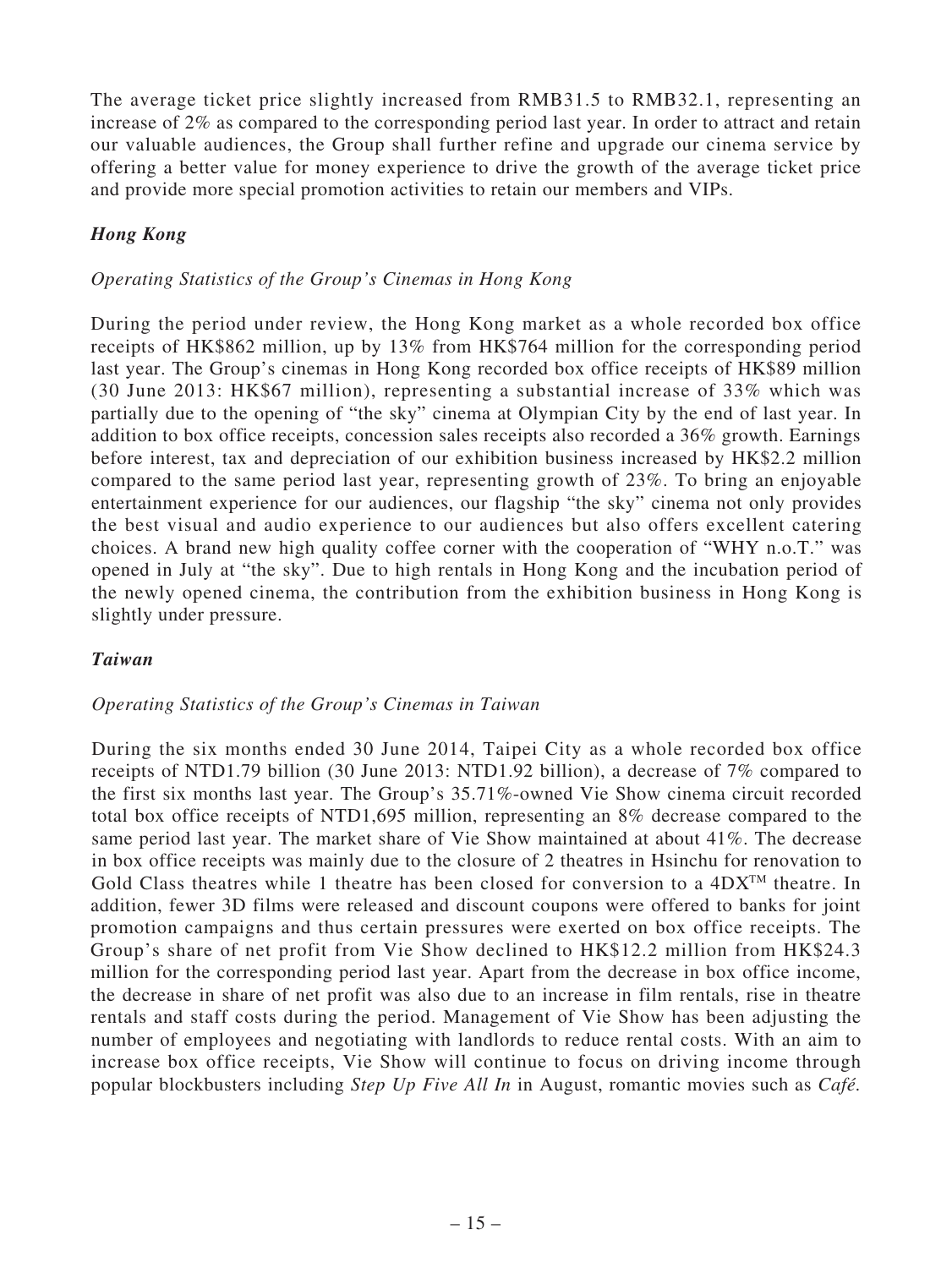The average ticket price slightly increased from RMB31.5 to RMB32.1, representing an increase of 2% as compared to the corresponding period last year. In order to attract and retain our valuable audiences, the Group shall further refine and upgrade our cinema service by offering a better value for money experience to drive the growth of the average ticket price and provide more special promotion activities to retain our members and VIPs.

### *Hong Kong*

*Operating Statistics of the Group's Cinemas in Hong Kong*

During the period under review, the Hong Kong market as a whole recorded box office receipts of HK$862 million, up by 13% from HK$764 million for the corresponding period last year. The Group's cinemas in Hong Kong recorded box office receipts of HK$89 million (30 June 2013: HK$67 million), representing a substantial increase of 33% which was partially due to the opening of "the sky" cinema at Olympian City by the end of last year. In addition to box office receipts, concession sales receipts also recorded a 36% growth. Earnings before interest, tax and depreciation of our exhibition business increased by HK$2.2 million compared to the same period last year, representing growth of 23%. To bring an enjoyable entertainment experience for our audiences, our flagship "the sky" cinema not only provides the best visual and audio experience to our audiences but also offers excellent catering choices. A brand new high quality coffee corner with the cooperation of "WHY n.o.T." was opened in July at "the sky". Due to high rentals in Hong Kong and the incubation period of the newly opened cinema, the contribution from the exhibition business in Hong Kong is slightly under pressure.

### *Taiwan*

*Operating Statistics of the Group's Cinemas in Taiwan*

During the six months ended 30 June 2014, Taipei City as a whole recorded box office receipts of NTD1.79 billion (30 June 2013: NTD1.92 billion), a decrease of 7% compared to the first six months last year. The Group's 35.71%-owned Vie Show cinema circuit recorded total box office receipts of NTD1,695 million, representing an 8% decrease compared to the same period last year. The market share of Vie Show maintained at about 41%. The decrease in box office receipts was mainly due to the closure of 2 theatres in Hsinchu for renovation to Gold Class theatres while 1 theatre has been closed for conversion to a 4DX™ theatre. In addition, fewer 3D films were released and discount coupons were offered to banks for joint promotion campaigns and thus certain pressures were exerted on box office receipts. The Group's share of net profit from Vie Show declined to HK$12.2 million from HK$24.3 million for the corresponding period last year. Apart from the decrease in box office income, the decrease in share of net profit was also due to an increase in film rentals, rise in theatre rentals and staff costs during the period. Management of Vie Show has been adjusting the number of employees and negotiating with landlords to reduce rental costs. With an aim to increase box office receipts, Vie Show will continue to focus on driving income through popular blockbusters including *Step Up Five All In* in August, romantic movies such as *Café.*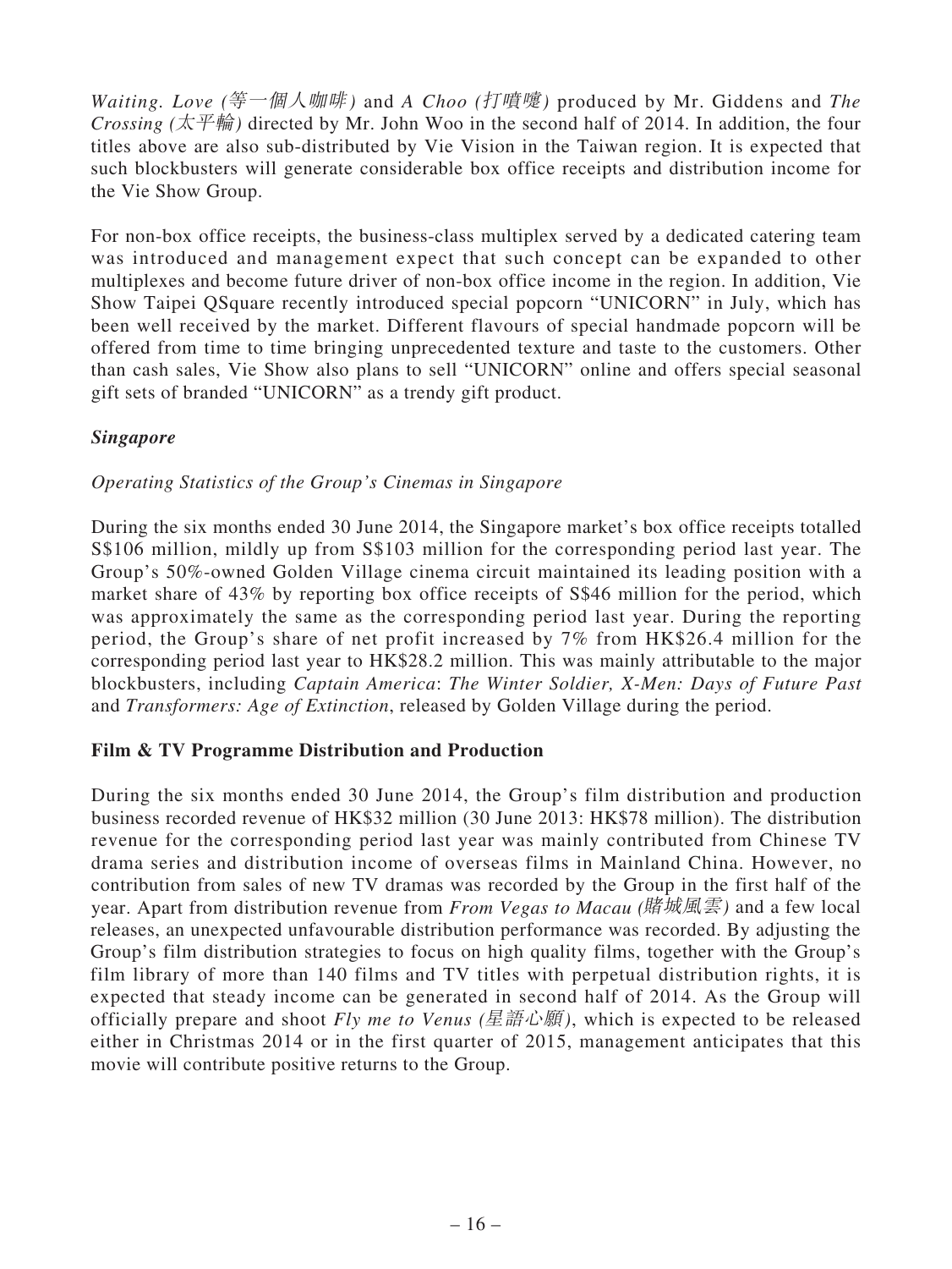*Waiting. Love (等一個人咖啡)* and *A Choo (打噴嚏)* produced by Mr. Giddens and *The Crossing (太平輪)* directed by Mr. John Woo in the second half of 2014. In addition, the four titles above are also sub-distributed by Vie Vision in the Taiwan region. It is expected that such blockbusters will generate considerable box office receipts and distribution income for the Vie Show Group.

For non-box office receipts, the business-class multiplex served by a dedicated catering team was introduced and management expect that such concept can be expanded to other multiplexes and become future driver of non-box office income in the region. In addition, Vie Show Taipei QSquare recently introduced special popcorn "UNICORN" in July, which has been well received by the market. Different flavours of special handmade popcorn will be offered from time to time bringing unprecedented texture and taste to the customers. Other than cash sales, Vie Show also plans to sell "UNICORN" online and offers special seasonal gift sets of branded "UNICORN" as a trendy gift product.

***Singapore***

*Operating Statistics of the Group's Cinemas in Singapore*

During the six months ended 30 June 2014, the Singapore market's box office receipts totalled S$106 million, mildly up from S$103 million for the corresponding period last year. The Group's 50%-owned Golden Village cinema circuit maintained its leading position with a market share of 43% by reporting box office receipts of S$46 million for the period, which was approximately the same as the corresponding period last year. During the reporting period, the Group's share of net profit increased by 7% from HK$26.4 million for the corresponding period last year to HK$28.2 million. This was mainly attributable to the major blockbusters, including *Captain America*: *The Winter Soldier, X-Men: Days of Future Past* and *Transformers: Age of Extinction*, released by Golden Village during the period.

**Film & TV Programme Distribution and Production**

During the six months ended 30 June 2014, the Group's film distribution and production business recorded revenue of HK$32 million (30 June 2013: HK$78 million). The distribution revenue for the corresponding period last year was mainly contributed from Chinese TV drama series and distribution income of overseas films in Mainland China. However, no contribution from sales of new TV dramas was recorded by the Group in the first half of the year. Apart from distribution revenue from *From Vegas to Macau (賭城風雲)* and a few local releases, an unexpected unfavourable distribution performance was recorded. By adjusting the Group's film distribution strategies to focus on high quality films, together with the Group's film library of more than 140 films and TV titles with perpetual distribution rights, it is expected that steady income can be generated in second half of 2014. As the Group will officially prepare and shoot *Fly me to Venus (星語心願)*, which is expected to be released either in Christmas 2014 or in the first quarter of 2015, management anticipates that this movie will contribute positive returns to the Group.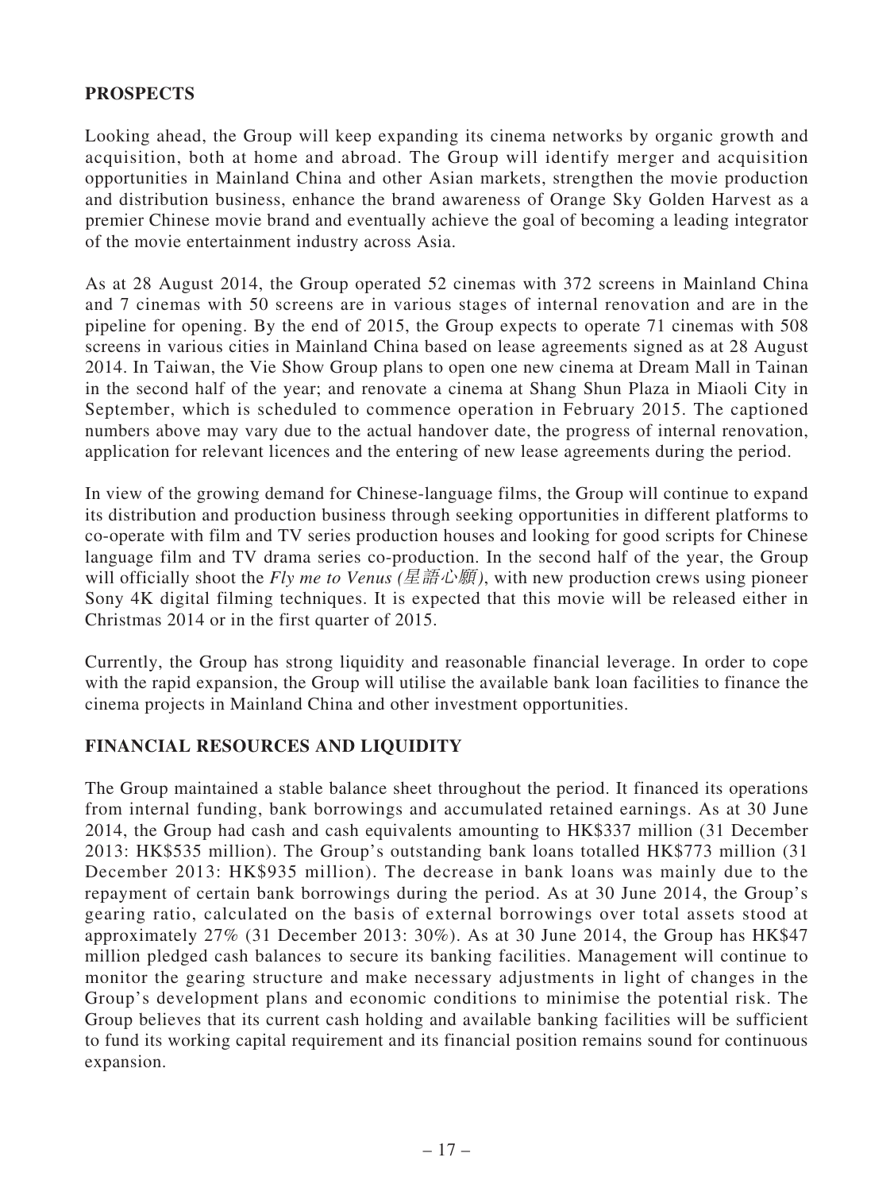## PROSPECTS

Looking ahead, the Group will keep expanding its cinema networks by organic growth and acquisition, both at home and abroad. The Group will identify merger and acquisition opportunities in Mainland China and other Asian markets, strengthen the movie production and distribution business, enhance the brand awareness of Orange Sky Golden Harvest as a premier Chinese movie brand and eventually achieve the goal of becoming a leading integrator of the movie entertainment industry across Asia.

As at 28 August 2014, the Group operated 52 cinemas with 372 screens in Mainland China and 7 cinemas with 50 screens are in various stages of internal renovation and are in the pipeline for opening. By the end of 2015, the Group expects to operate 71 cinemas with 508 screens in various cities in Mainland China based on lease agreements signed as at 28 August 2014. In Taiwan, the Vie Show Group plans to open one new cinema at Dream Mall in Tainan in the second half of the year; and renovate a cinema at Shang Shun Plaza in Miaoli City in September, which is scheduled to commence operation in February 2015. The captioned numbers above may vary due to the actual handover date, the progress of internal renovation, application for relevant licences and the entering of new lease agreements during the period.

In view of the growing demand for Chinese-language films, the Group will continue to expand its distribution and production business through seeking opportunities in different platforms to co-operate with film and TV series production houses and looking for good scripts for Chinese language film and TV drama series co-production. In the second half of the year, the Group will officially shoot the *Fly me to Venus (星語心願)*, with new production crews using pioneer Sony 4K digital filming techniques. It is expected that this movie will be released either in Christmas 2014 or in the first quarter of 2015.

Currently, the Group has strong liquidity and reasonable financial leverage. In order to cope with the rapid expansion, the Group will utilise the available bank loan facilities to finance the cinema projects in Mainland China and other investment opportunities.

## FINANCIAL RESOURCES AND LIQUIDITY

The Group maintained a stable balance sheet throughout the period. It financed its operations from internal funding, bank borrowings and accumulated retained earnings. As at 30 June 2014, the Group had cash and cash equivalents amounting to HK$337 million (31 December 2013: HK$535 million). The Group's outstanding bank loans totalled HK$773 million (31 December 2013: HK$935 million). The decrease in bank loans was mainly due to the repayment of certain bank borrowings during the period. As at 30 June 2014, the Group's gearing ratio, calculated on the basis of external borrowings over total assets stood at approximately 27% (31 December 2013: 30%). As at 30 June 2014, the Group has HK$47 million pledged cash balances to secure its banking facilities. Management will continue to monitor the gearing structure and make necessary adjustments in light of changes in the Group's development plans and economic conditions to minimise the potential risk. The Group believes that its current cash holding and available banking facilities will be sufficient to fund its working capital requirement and its financial position remains sound for continuous expansion.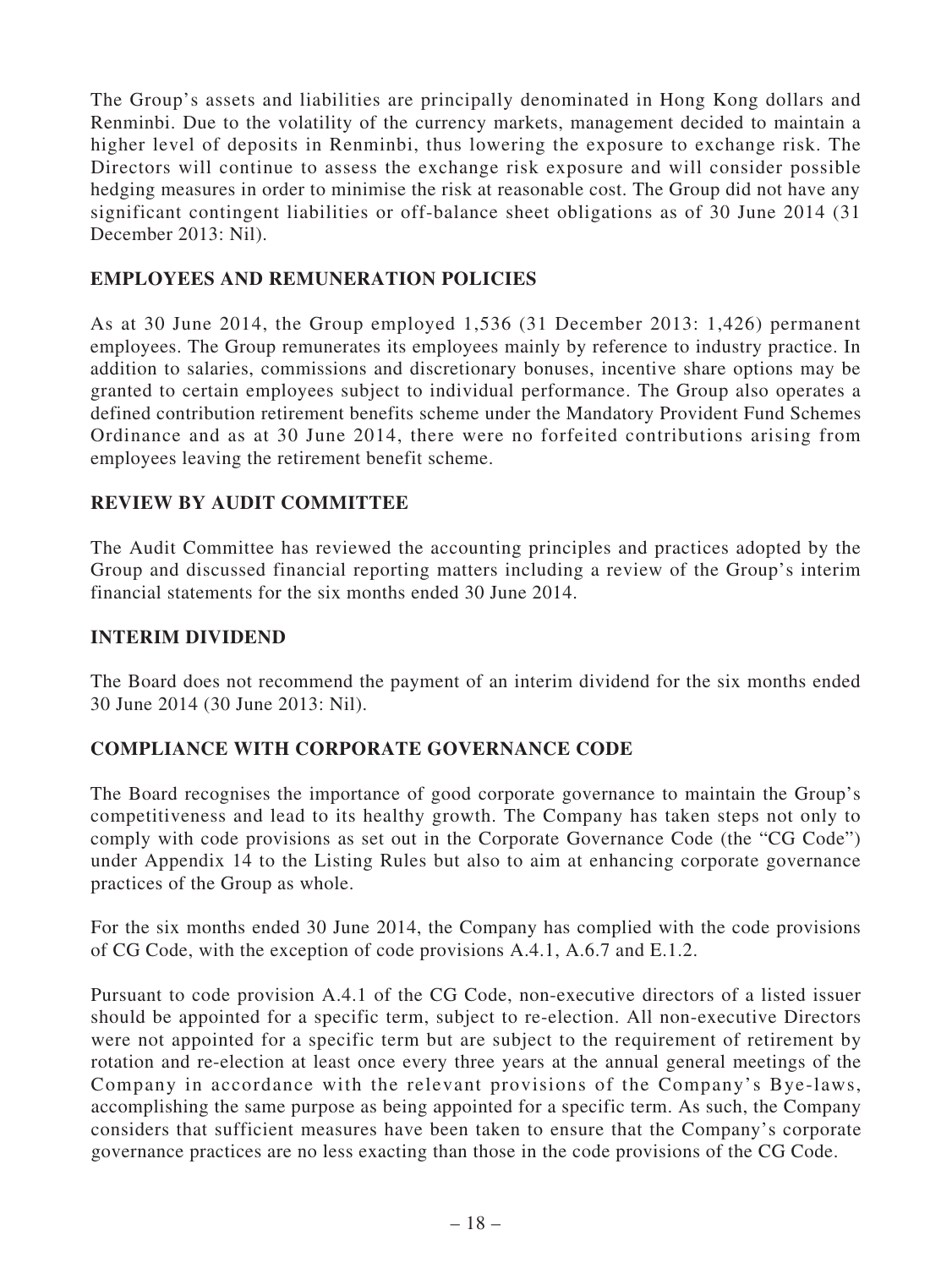The Group's assets and liabilities are principally denominated in Hong Kong dollars and Renminbi. Due to the volatility of the currency markets, management decided to maintain a higher level of deposits in Renminbi, thus lowering the exposure to exchange risk. The Directors will continue to assess the exchange risk exposure and will consider possible hedging measures in order to minimise the risk at reasonable cost. The Group did not have any significant contingent liabilities or off-balance sheet obligations as of 30 June 2014 (31 December 2013: Nil).

## EMPLOYEES AND REMUNERATION POLICIES

As at 30 June 2014, the Group employed 1,536 (31 December 2013: 1,426) permanent employees. The Group remunerates its employees mainly by reference to industry practice. In addition to salaries, commissions and discretionary bonuses, incentive share options may be granted to certain employees subject to individual performance. The Group also operates a defined contribution retirement benefits scheme under the Mandatory Provident Fund Schemes Ordinance and as at 30 June 2014, there were no forfeited contributions arising from employees leaving the retirement benefit scheme.

## REVIEW BY AUDIT COMMITTEE

The Audit Committee has reviewed the accounting principles and practices adopted by the Group and discussed financial reporting matters including a review of the Group's interim financial statements for the six months ended 30 June 2014.

## INTERIM DIVIDEND

The Board does not recommend the payment of an interim dividend for the six months ended 30 June 2014 (30 June 2013: Nil).

## COMPLIANCE WITH CORPORATE GOVERNANCE CODE

The Board recognises the importance of good corporate governance to maintain the Group's competitiveness and lead to its healthy growth. The Company has taken steps not only to comply with code provisions as set out in the Corporate Governance Code (the "CG Code") under Appendix 14 to the Listing Rules but also to aim at enhancing corporate governance practices of the Group as whole.

For the six months ended 30 June 2014, the Company has complied with the code provisions of CG Code, with the exception of code provisions A.4.1, A.6.7 and E.1.2.

Pursuant to code provision A.4.1 of the CG Code, non-executive directors of a listed issuer should be appointed for a specific term, subject to re-election. All non-executive Directors were not appointed for a specific term but are subject to the requirement of retirement by rotation and re-election at least once every three years at the annual general meetings of the Company in accordance with the relevant provisions of the Company's Bye-laws, accomplishing the same purpose as being appointed for a specific term. As such, the Company considers that sufficient measures have been taken to ensure that the Company's corporate governance practices are no less exacting than those in the code provisions of the CG Code.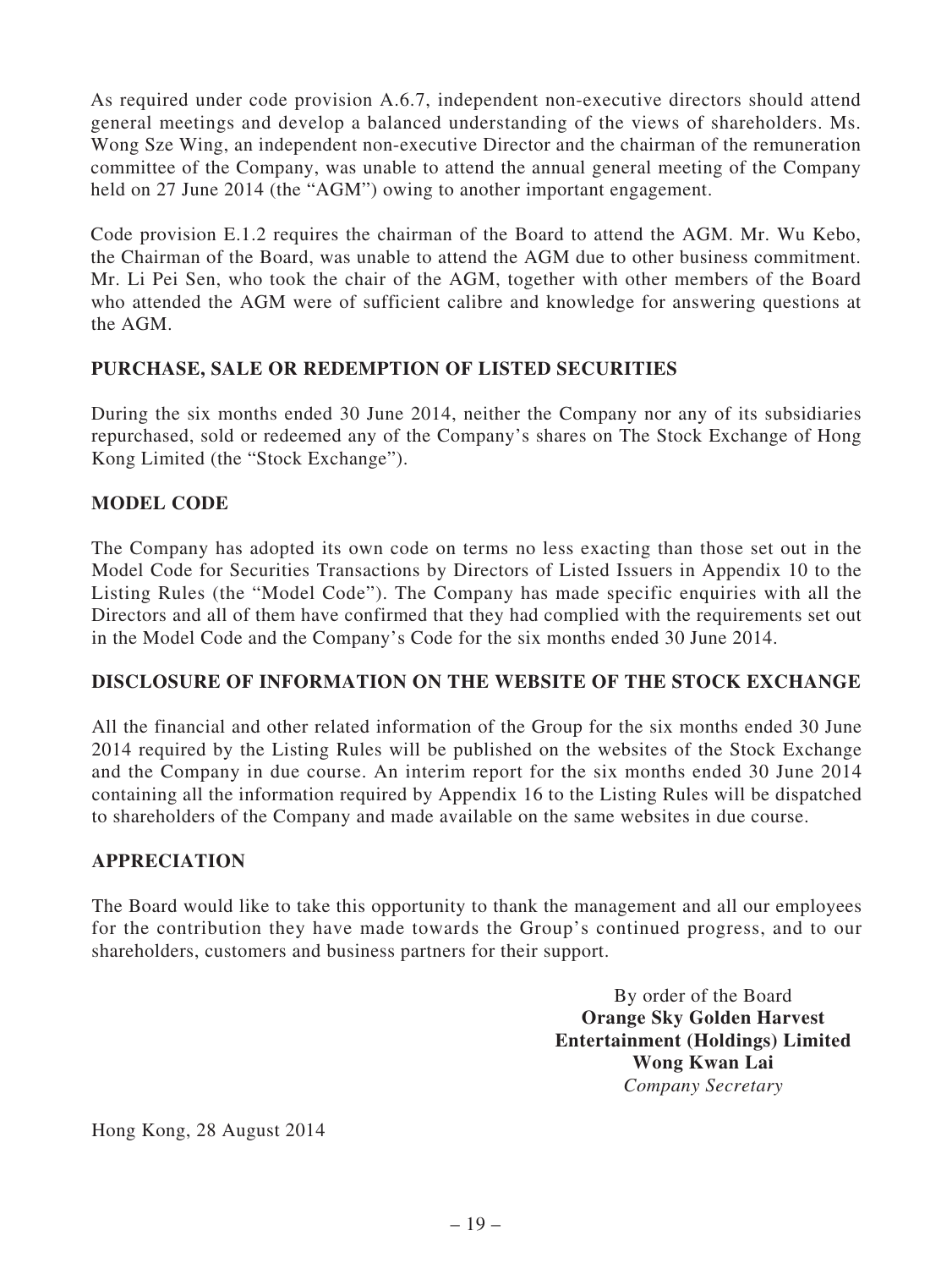As required under code provision A.6.7, independent non-executive directors should attend general meetings and develop a balanced understanding of the views of shareholders. Ms. Wong Sze Wing, an independent non-executive Director and the chairman of the remuneration committee of the Company, was unable to attend the annual general meeting of the Company held on 27 June 2014 (the "AGM") owing to another important engagement.

Code provision E.1.2 requires the chairman of the Board to attend the AGM. Mr. Wu Kebo, the Chairman of the Board, was unable to attend the AGM due to other business commitment. Mr. Li Pei Sen, who took the chair of the AGM, together with other members of the Board who attended the AGM were of sufficient calibre and knowledge for answering questions at the AGM.

## PURCHASE, SALE OR REDEMPTION OF LISTED SECURITIES

During the six months ended 30 June 2014, neither the Company nor any of its subsidiaries repurchased, sold or redeemed any of the Company's shares on The Stock Exchange of Hong Kong Limited (the "Stock Exchange").

## MODEL CODE

The Company has adopted its own code on terms no less exacting than those set out in the Model Code for Securities Transactions by Directors of Listed Issuers in Appendix 10 to the Listing Rules (the "Model Code"). The Company has made specific enquiries with all the Directors and all of them have confirmed that they had complied with the requirements set out in the Model Code and the Company's Code for the six months ended 30 June 2014.

## DISCLOSURE OF INFORMATION ON THE WEBSITE OF THE STOCK EXCHANGE

All the financial and other related information of the Group for the six months ended 30 June 2014 required by the Listing Rules will be published on the websites of the Stock Exchange and the Company in due course. An interim report for the six months ended 30 June 2014 containing all the information required by Appendix 16 to the Listing Rules will be dispatched to shareholders of the Company and made available on the same websites in due course.

## APPRECIATION

The Board would like to take this opportunity to thank the management and all our employees for the contribution they have made towards the Group's continued progress, and to our shareholders, customers and business partners for their support.

By order of the Board
**Orange Sky Golden Harvest Entertainment (Holdings) Limited**
**Wong Kwan Lai**
*Company Secretary*

Hong Kong, 28 August 2014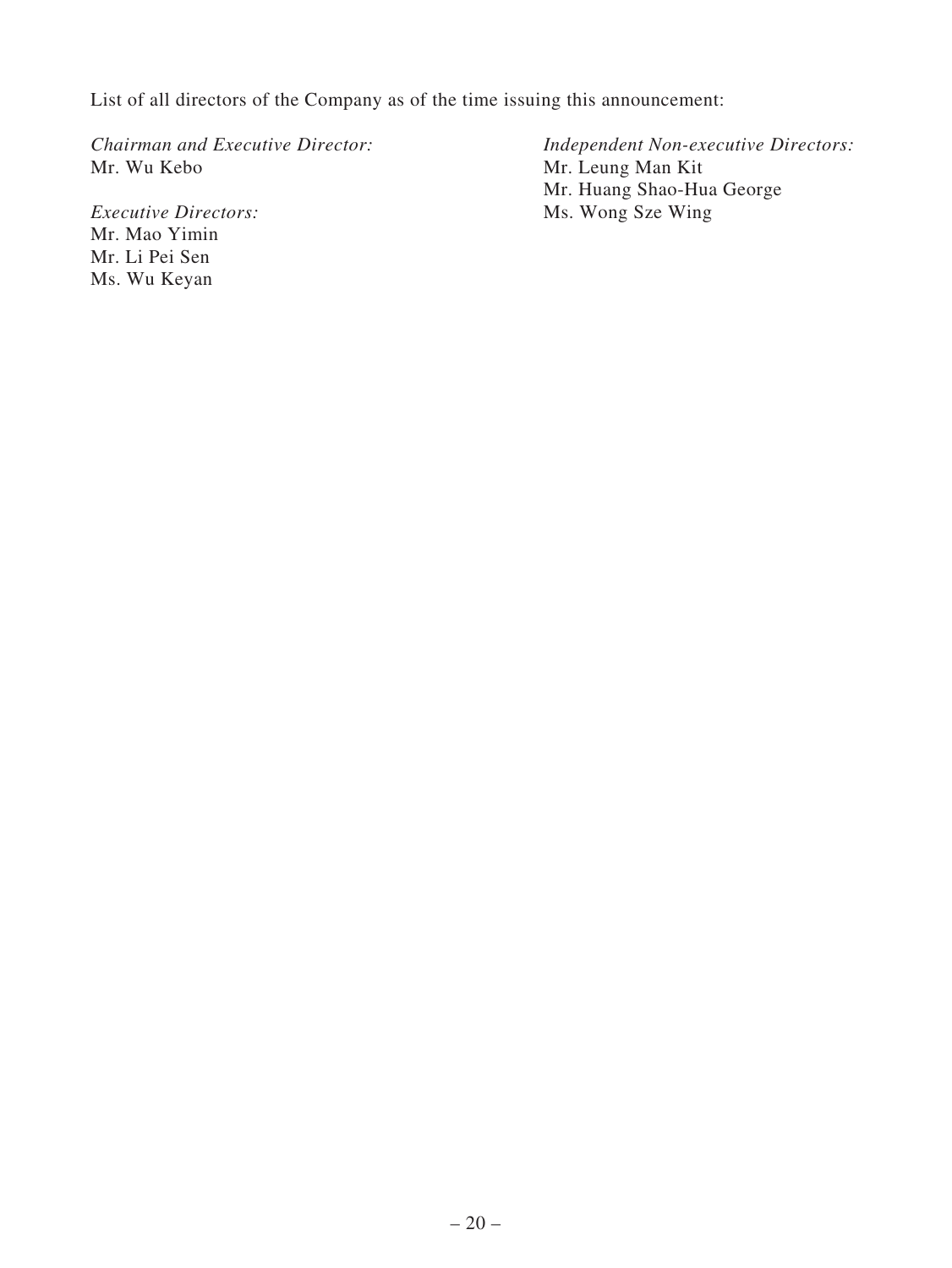List of all directors of the Company as of the time issuing this announcement:

*Chairman and Executive Director:*
Mr. Wu Kebo

*Executive Directors:*
Mr. Mao Yimin
Mr. Li Pei Sen
Ms. Wu Keyan

*Independent Non-executive Directors:*
Mr. Leung Man Kit
Mr. Huang Shao-Hua George
Ms. Wong Sze Wing